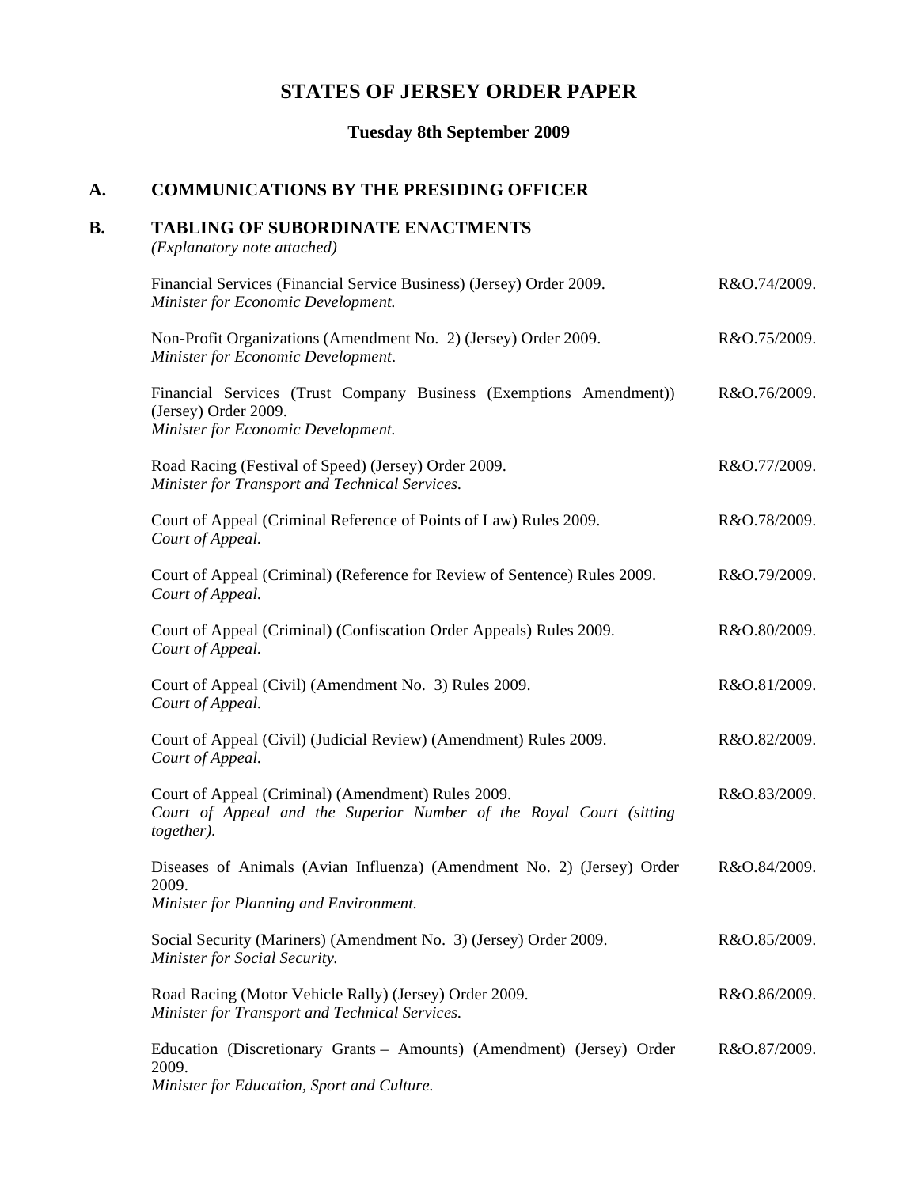# STATES OF JERSEY ORDER PAPER

## Tuesday 8th September 2009

## A. COMMUNICATIONS BY THE PRESIDING OFFICER

## B. TABLING OF SUBORDINATE ENACTMENTS

*(Explanatory note attached)*

| | |
|---|---|
| Financial Services (Financial Service Business) (Jersey) Order 2009.<br>*Minister for Economic Development.* | R&O.74/2009. |
| Non-Profit Organizations (Amendment No. 2) (Jersey) Order 2009.<br>*Minister for Economic Development.* | R&O.75/2009. |
| Financial Services (Trust Company Business (Exemptions Amendment)) (Jersey) Order 2009.<br>*Minister for Economic Development.* | R&O.76/2009. |
| Road Racing (Festival of Speed) (Jersey) Order 2009.<br>*Minister for Transport and Technical Services.* | R&O.77/2009. |
| Court of Appeal (Criminal Reference of Points of Law) Rules 2009.<br>*Court of Appeal.* | R&O.78/2009. |
| Court of Appeal (Criminal) (Reference for Review of Sentence) Rules 2009.<br>*Court of Appeal.* | R&O.79/2009. |
| Court of Appeal (Criminal) (Confiscation Order Appeals) Rules 2009.<br>*Court of Appeal.* | R&O.80/2009. |
| Court of Appeal (Civil) (Amendment No. 3) Rules 2009.<br>*Court of Appeal.* | R&O.81/2009. |
| Court of Appeal (Civil) (Judicial Review) (Amendment) Rules 2009.<br>*Court of Appeal.* | R&O.82/2009. |
| Court of Appeal (Criminal) (Amendment) Rules 2009.<br>*Court of Appeal and the Superior Number of the Royal Court (sitting together).* | R&O.83/2009. |
| Diseases of Animals (Avian Influenza) (Amendment No. 2) (Jersey) Order 2009.<br>*Minister for Planning and Environment.* | R&O.84/2009. |
| Social Security (Mariners) (Amendment No. 3) (Jersey) Order 2009.<br>*Minister for Social Security.* | R&O.85/2009. |
| Road Racing (Motor Vehicle Rally) (Jersey) Order 2009.<br>*Minister for Transport and Technical Services.* | R&O.86/2009. |
| Education (Discretionary Grants – Amounts) (Amendment) (Jersey) Order 2009.<br>*Minister for Education, Sport and Culture.* | R&O.87/2009. |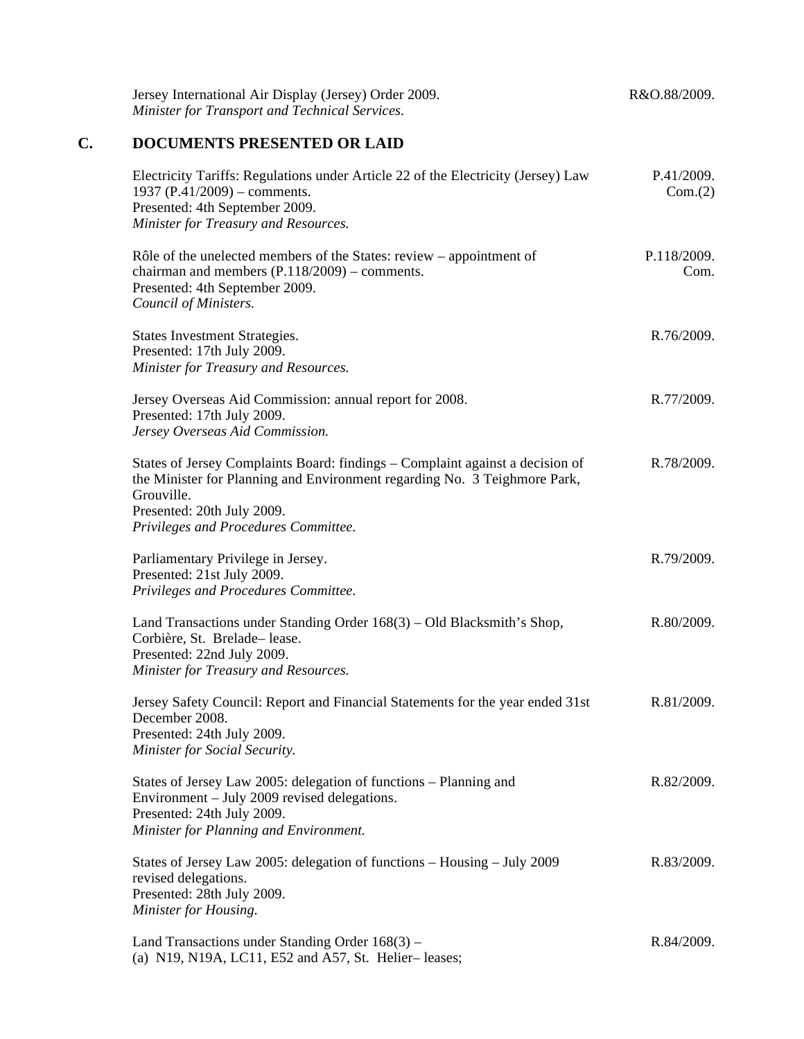Jersey International Air Display (Jersey) Order 2009. R&O.88/2009.
*Minister for Transport and Technical Services.*

## C. DOCUMENTS PRESENTED OR LAID

Electricity Tariffs: Regulations under Article 22 of the Electricity (Jersey) Law 1937 (P.41/2009) – comments. P.41/2009. Com.(2)
Presented: 4th September 2009.
*Minister for Treasury and Resources.*

Rôle of the unelected members of the States: review – appointment of chairman and members (P.118/2009) – comments. P.118/2009. Com.
Presented: 4th September 2009.
*Council of Ministers.*

States Investment Strategies. R.76/2009.
Presented: 17th July 2009.
*Minister for Treasury and Resources.*

Jersey Overseas Aid Commission: annual report for 2008. R.77/2009.
Presented: 17th July 2009.
*Jersey Overseas Aid Commission.*

States of Jersey Complaints Board: findings – Complaint against a decision of the Minister for Planning and Environment regarding No. 3 Teighmore Park, Grouville. R.78/2009.
Presented: 20th July 2009.
*Privileges and Procedures Committee.*

Parliamentary Privilege in Jersey. R.79/2009.
Presented: 21st July 2009.
*Privileges and Procedures Committee.*

Land Transactions under Standing Order 168(3) – Old Blacksmith's Shop, Corbière, St. Brelade– lease. R.80/2009.
Presented: 22nd July 2009.
*Minister for Treasury and Resources.*

Jersey Safety Council: Report and Financial Statements for the year ended 31st December 2008. R.81/2009.
Presented: 24th July 2009.
*Minister for Social Security.*

States of Jersey Law 2005: delegation of functions – Planning and Environment – July 2009 revised delegations. R.82/2009.
Presented: 24th July 2009.
*Minister for Planning and Environment.*

States of Jersey Law 2005: delegation of functions – Housing – July 2009 revised delegations. R.83/2009.
Presented: 28th July 2009.
*Minister for Housing.*

Land Transactions under Standing Order 168(3) – R.84/2009.
(a) N19, N19A, LC11, E52 and A57, St. Helier– leases;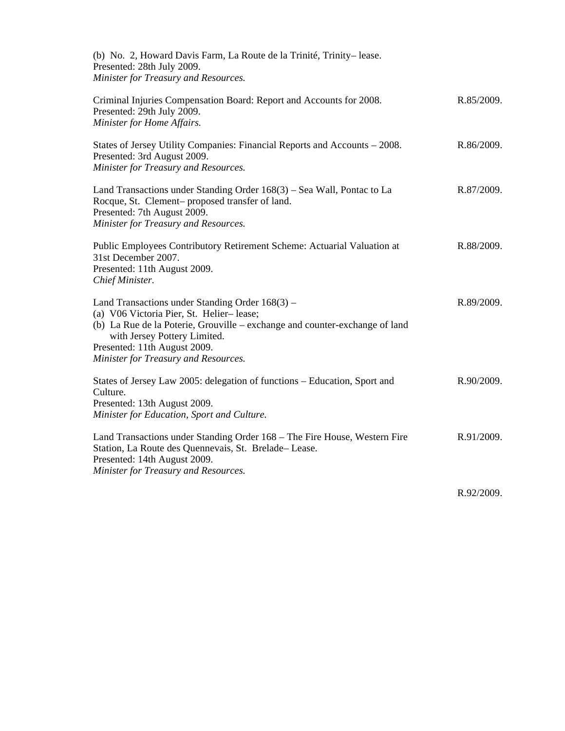(b) No. 2, Howard Davis Farm, La Route de la Trinité, Trinity– lease.
Presented: 28th July 2009.
*Minister for Treasury and Resources.*

Criminal Injuries Compensation Board: Report and Accounts for 2008. R.85/2009.
Presented: 29th July 2009.
*Minister for Home Affairs.*

States of Jersey Utility Companies: Financial Reports and Accounts – 2008. R.86/2009.
Presented: 3rd August 2009.
*Minister for Treasury and Resources.*

Land Transactions under Standing Order 168(3) – Sea Wall, Pontac to La Rocque, St. Clement– proposed transfer of land. R.87/2009.
Presented: 7th August 2009.
*Minister for Treasury and Resources.*

Public Employees Contributory Retirement Scheme: Actuarial Valuation at 31st December 2007. R.88/2009.
Presented: 11th August 2009.
*Chief Minister.*

Land Transactions under Standing Order 168(3) – R.89/2009.
(a) V06 Victoria Pier, St. Helier– lease;
(b) La Rue de la Poterie, Grouville – exchange and counter-exchange of land with Jersey Pottery Limited.
Presented: 11th August 2009.
*Minister for Treasury and Resources.*

States of Jersey Law 2005: delegation of functions – Education, Sport and Culture. R.90/2009.
Presented: 13th August 2009.
*Minister for Education, Sport and Culture.*

Land Transactions under Standing Order 168 – The Fire House, Western Fire Station, La Route des Quennevais, St. Brelade– Lease. R.91/2009.
Presented: 14th August 2009.
*Minister for Treasury and Resources.*

R.92/2009.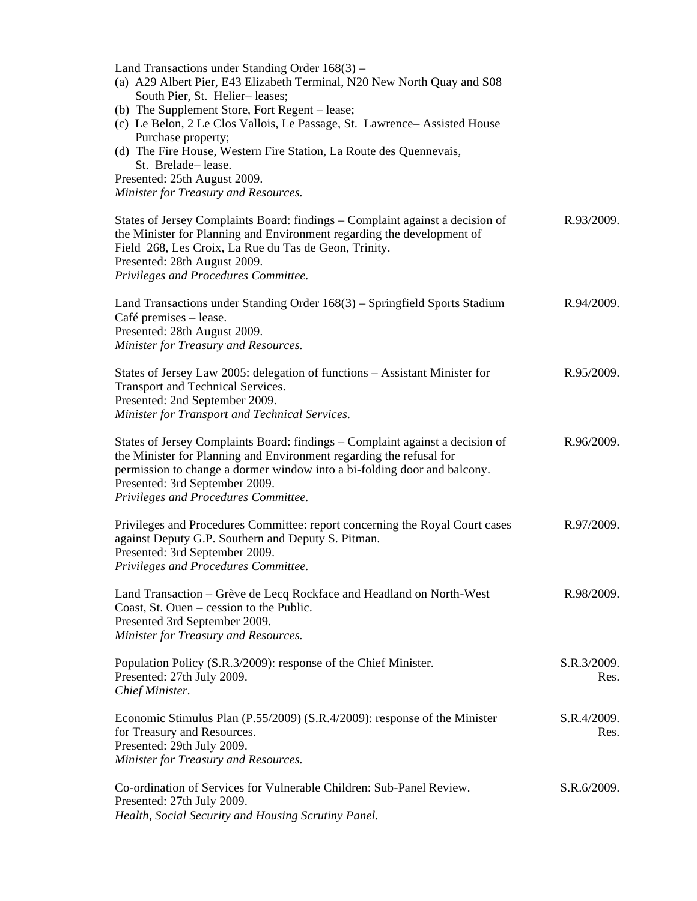Land Transactions under Standing Order 168(3) –
(a) A29 Albert Pier, E43 Elizabeth Terminal, N20 New North Quay and S08 South Pier, St. Helier– leases;
(b) The Supplement Store, Fort Regent – lease;
(c) Le Belon, 2 Le Clos Vallois, Le Passage, St. Lawrence– Assisted House Purchase property;
(d) The Fire House, Western Fire Station, La Route des Quennevais, St. Brelade– lease.
Presented: 25th August 2009.
*Minister for Treasury and Resources.*

States of Jersey Complaints Board: findings – Complaint against a decision of the Minister for Planning and Environment regarding the development of Field 268, Les Croix, La Rue du Tas de Geon, Trinity. — R.93/2009.
Presented: 28th August 2009.
*Privileges and Procedures Committee.*

Land Transactions under Standing Order 168(3) – Springfield Sports Stadium Café premises – lease. — R.94/2009.
Presented: 28th August 2009.
*Minister for Treasury and Resources.*

States of Jersey Law 2005: delegation of functions – Assistant Minister for Transport and Technical Services. — R.95/2009.
Presented: 2nd September 2009.
*Minister for Transport and Technical Services.*

States of Jersey Complaints Board: findings – Complaint against a decision of the Minister for Planning and Environment regarding the refusal for permission to change a dormer window into a bi-folding door and balcony. — R.96/2009.
Presented: 3rd September 2009.
*Privileges and Procedures Committee.*

Privileges and Procedures Committee: report concerning the Royal Court cases against Deputy G.P. Southern and Deputy S. Pitman. — R.97/2009.
Presented: 3rd September 2009.
*Privileges and Procedures Committee.*

Land Transaction – Grève de Lecq Rockface and Headland on North-West Coast, St. Ouen – cession to the Public. — R.98/2009.
Presented 3rd September 2009.
*Minister for Treasury and Resources.*

Population Policy (S.R.3/2009): response of the Chief Minister. — S.R.3/2009. Res.
Presented: 27th July 2009.
*Chief Minister.*

Economic Stimulus Plan (P.55/2009) (S.R.4/2009): response of the Minister for Treasury and Resources. — S.R.4/2009. Res.
Presented: 29th July 2009.
*Minister for Treasury and Resources.*

Co-ordination of Services for Vulnerable Children: Sub-Panel Review. — S.R.6/2009.
Presented: 27th July 2009.
*Health, Social Security and Housing Scrutiny Panel.*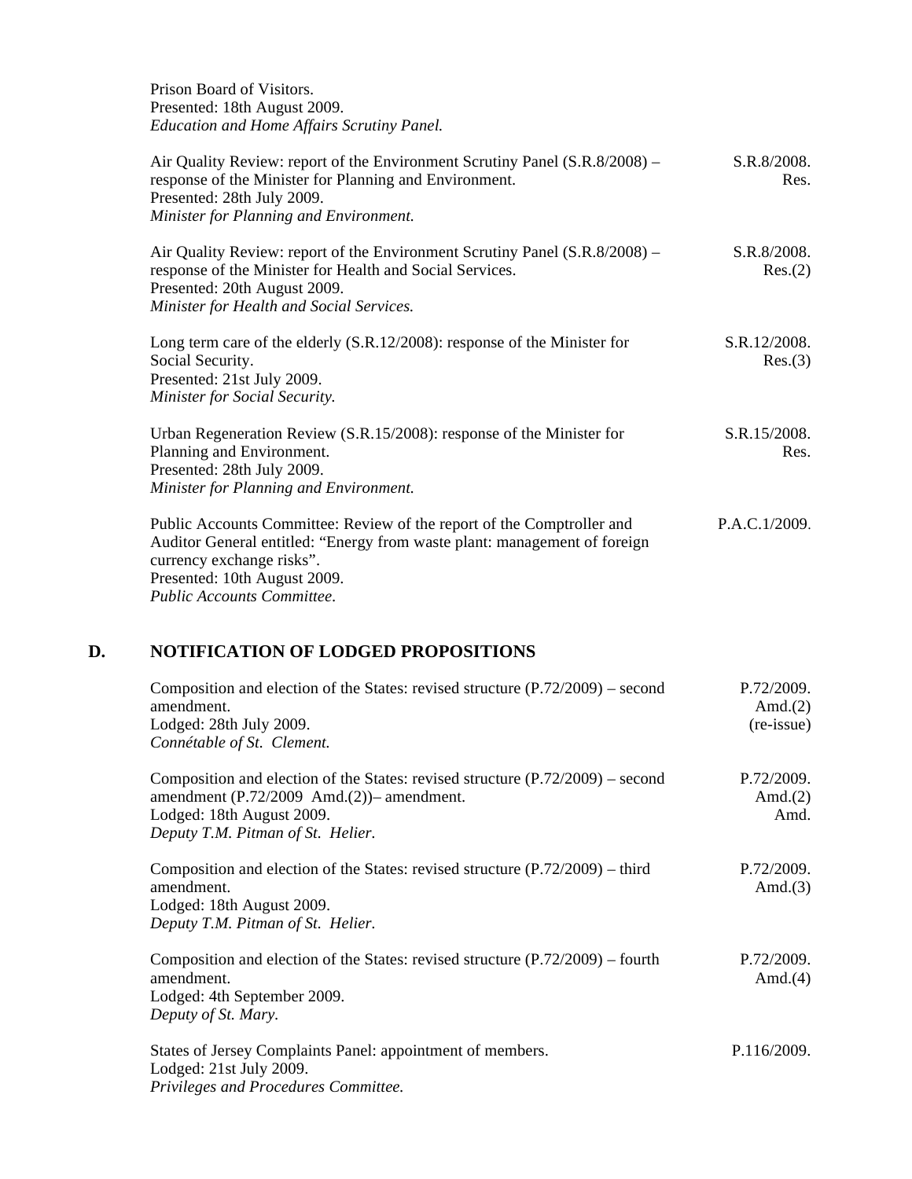Prison Board of Visitors.
Presented: 18th August 2009.
*Education and Home Affairs Scrutiny Panel.*

| | |
|---|---|
| Air Quality Review: report of the Environment Scrutiny Panel (S.R.8/2008) – response of the Minister for Planning and Environment.<br>Presented: 28th July 2009.<br>*Minister for Planning and Environment.* | S.R.8/2008. Res. |
| Air Quality Review: report of the Environment Scrutiny Panel (S.R.8/2008) – response of the Minister for Health and Social Services.<br>Presented: 20th August 2009.<br>*Minister for Health and Social Services.* | S.R.8/2008. Res.(2) |
| Long term care of the elderly (S.R.12/2008): response of the Minister for Social Security.<br>Presented: 21st July 2009.<br>*Minister for Social Security.* | S.R.12/2008. Res.(3) |
| Urban Regeneration Review (S.R.15/2008): response of the Minister for Planning and Environment.<br>Presented: 28th July 2009.<br>*Minister for Planning and Environment.* | S.R.15/2008. Res. |
| Public Accounts Committee: Review of the report of the Comptroller and Auditor General entitled: "Energy from waste plant: management of foreign currency exchange risks".<br>Presented: 10th August 2009.<br>*Public Accounts Committee.* | P.A.C.1/2009. |

## D. NOTIFICATION OF LODGED PROPOSITIONS

| | |
|---|---|
| Composition and election of the States: revised structure (P.72/2009) – second amendment.<br>Lodged: 28th July 2009.<br>*Connétable of St. Clement.* | P.72/2009. Amd.(2) (re-issue) |
| Composition and election of the States: revised structure (P.72/2009) – second amendment (P.72/2009 Amd.(2))– amendment.<br>Lodged: 18th August 2009.<br>*Deputy T.M. Pitman of St. Helier.* | P.72/2009. Amd.(2) Amd. |
| Composition and election of the States: revised structure (P.72/2009) – third amendment.<br>Lodged: 18th August 2009.<br>*Deputy T.M. Pitman of St. Helier.* | P.72/2009. Amd.(3) |
| Composition and election of the States: revised structure (P.72/2009) – fourth amendment.<br>Lodged: 4th September 2009.<br>*Deputy of St. Mary.* | P.72/2009. Amd.(4) |
| States of Jersey Complaints Panel: appointment of members.<br>Lodged: 21st July 2009.<br>*Privileges and Procedures Committee.* | P.116/2009. |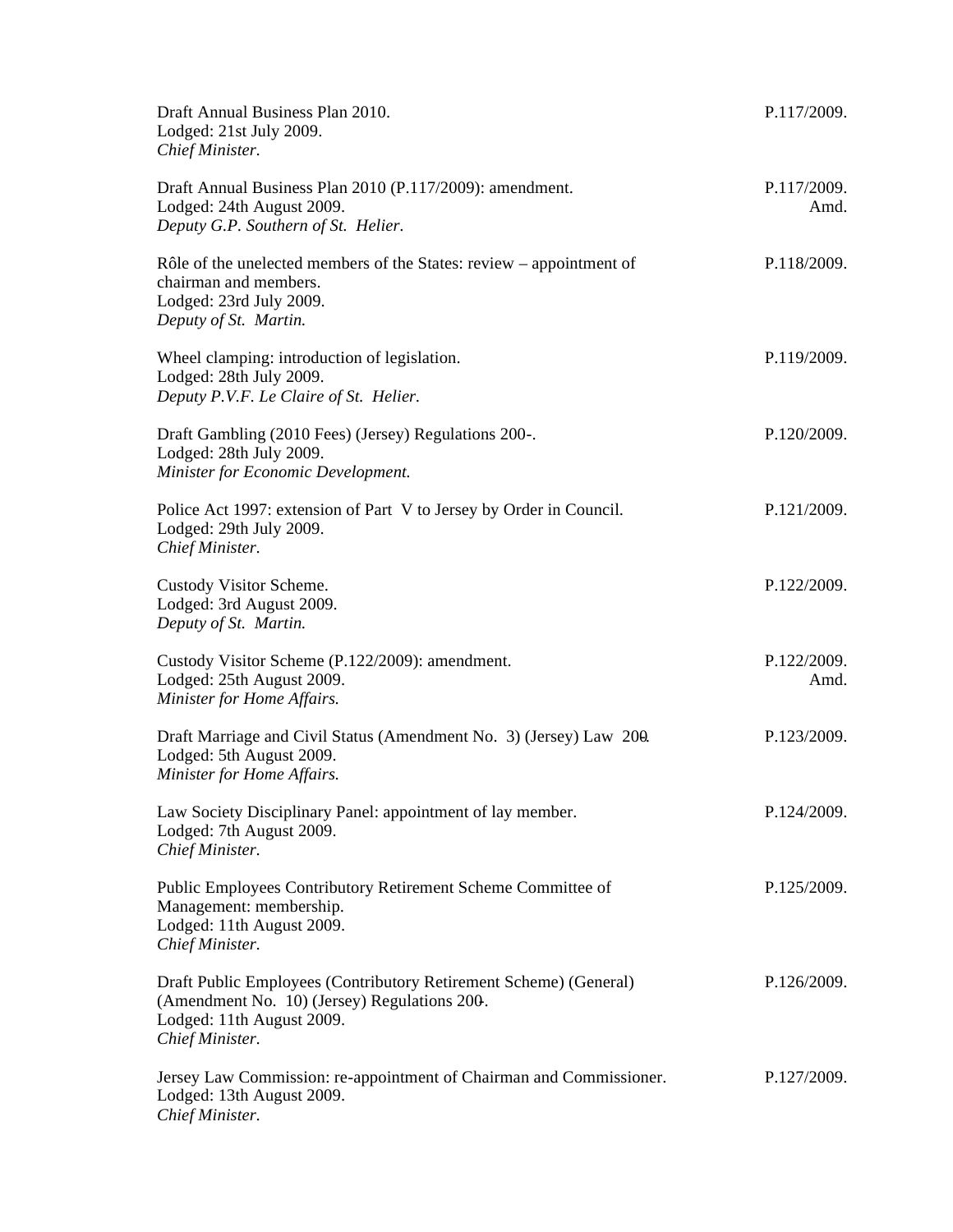Draft Annual Business Plan 2010.  
Lodged: 21st July 2009.  
*Chief Minister.*  
P.117/2009.

Draft Annual Business Plan 2010 (P.117/2009): amendment.  
Lodged: 24th August 2009.  
*Deputy G.P. Southern of St. Helier.*  
P.117/2009. Amd.

Rôle of the unelected members of the States: review – appointment of chairman and members.  
Lodged: 23rd July 2009.  
*Deputy of St. Martin.*  
P.118/2009.

Wheel clamping: introduction of legislation.  
Lodged: 28th July 2009.  
*Deputy P.V.F. Le Claire of St. Helier.*  
P.119/2009.

Draft Gambling (2010 Fees) (Jersey) Regulations 200-.  
Lodged: 28th July 2009.  
*Minister for Economic Development.*  
P.120/2009.

Police Act 1997: extension of Part V to Jersey by Order in Council.  
Lodged: 29th July 2009.  
*Chief Minister.*  
P.121/2009.

Custody Visitor Scheme.  
Lodged: 3rd August 2009.  
*Deputy of St. Martin.*  
P.122/2009.

Custody Visitor Scheme (P.122/2009): amendment.  
Lodged: 25th August 2009.  
*Minister for Home Affairs.*  
P.122/2009. Amd.

Draft Marriage and Civil Status (Amendment No. 3) (Jersey) Law 200-.  
Lodged: 5th August 2009.  
*Minister for Home Affairs.*  
P.123/2009.

Law Society Disciplinary Panel: appointment of lay member.  
Lodged: 7th August 2009.  
*Chief Minister.*  
P.124/2009.

Public Employees Contributory Retirement Scheme Committee of Management: membership.  
Lodged: 11th August 2009.  
*Chief Minister.*  
P.125/2009.

Draft Public Employees (Contributory Retirement Scheme) (General) (Amendment No. 10) (Jersey) Regulations 200-.  
Lodged: 11th August 2009.  
*Chief Minister.*  
P.126/2009.

Jersey Law Commission: re-appointment of Chairman and Commissioner.  
Lodged: 13th August 2009.  
*Chief Minister.*  
P.127/2009.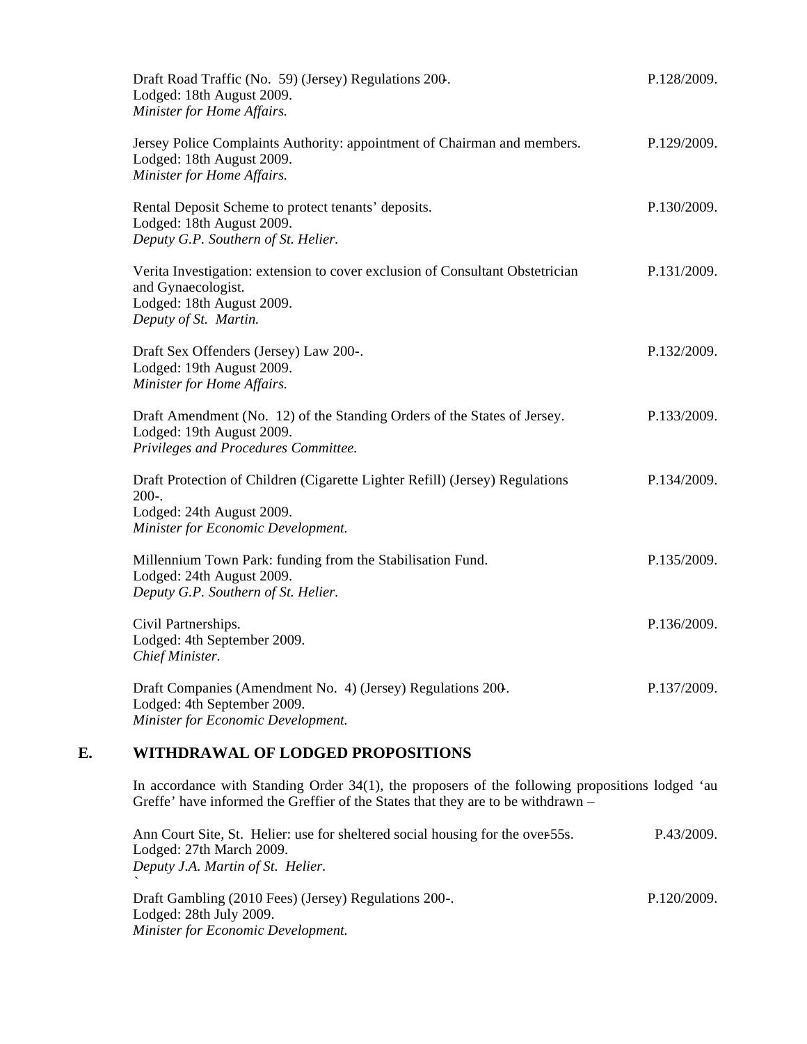Draft Road Traffic (No. 59) (Jersey) Regulations 200-. P.128/2009.
Lodged: 18th August 2009.
*Minister for Home Affairs.*

Jersey Police Complaints Authority: appointment of Chairman and members. P.129/2009.
Lodged: 18th August 2009.
*Minister for Home Affairs.*

Rental Deposit Scheme to protect tenants' deposits. P.130/2009.
Lodged: 18th August 2009.
*Deputy G.P. Southern of St. Helier.*

Verita Investigation: extension to cover exclusion of Consultant Obstetrician and Gynaecologist. P.131/2009.
Lodged: 18th August 2009.
*Deputy of St. Martin.*

Draft Sex Offenders (Jersey) Law 200-. P.132/2009.
Lodged: 19th August 2009.
*Minister for Home Affairs.*

Draft Amendment (No. 12) of the Standing Orders of the States of Jersey. P.133/2009.
Lodged: 19th August 2009.
*Privileges and Procedures Committee.*

Draft Protection of Children (Cigarette Lighter Refill) (Jersey) Regulations 200-. P.134/2009.
Lodged: 24th August 2009.
*Minister for Economic Development.*

Millennium Town Park: funding from the Stabilisation Fund. P.135/2009.
Lodged: 24th August 2009.
*Deputy G.P. Southern of St. Helier.*

Civil Partnerships. P.136/2009.
Lodged: 4th September 2009.
*Chief Minister.*

Draft Companies (Amendment No. 4) (Jersey) Regulations 200-. P.137/2009.
Lodged: 4th September 2009.
*Minister for Economic Development.*

## E. WITHDRAWAL OF LODGED PROPOSITIONS

In accordance with Standing Order 34(1), the proposers of the following propositions lodged 'au Greffe' have informed the Greffier of the States that they are to be withdrawn –

Ann Court Site, St. Helier: use for sheltered social housing for the over-55s. P.43/2009.
Lodged: 27th March 2009.
*Deputy J.A. Martin of St. Helier.*

Draft Gambling (2010 Fees) (Jersey) Regulations 200-. P.120/2009.
Lodged: 28th July 2009.
*Minister for Economic Development.*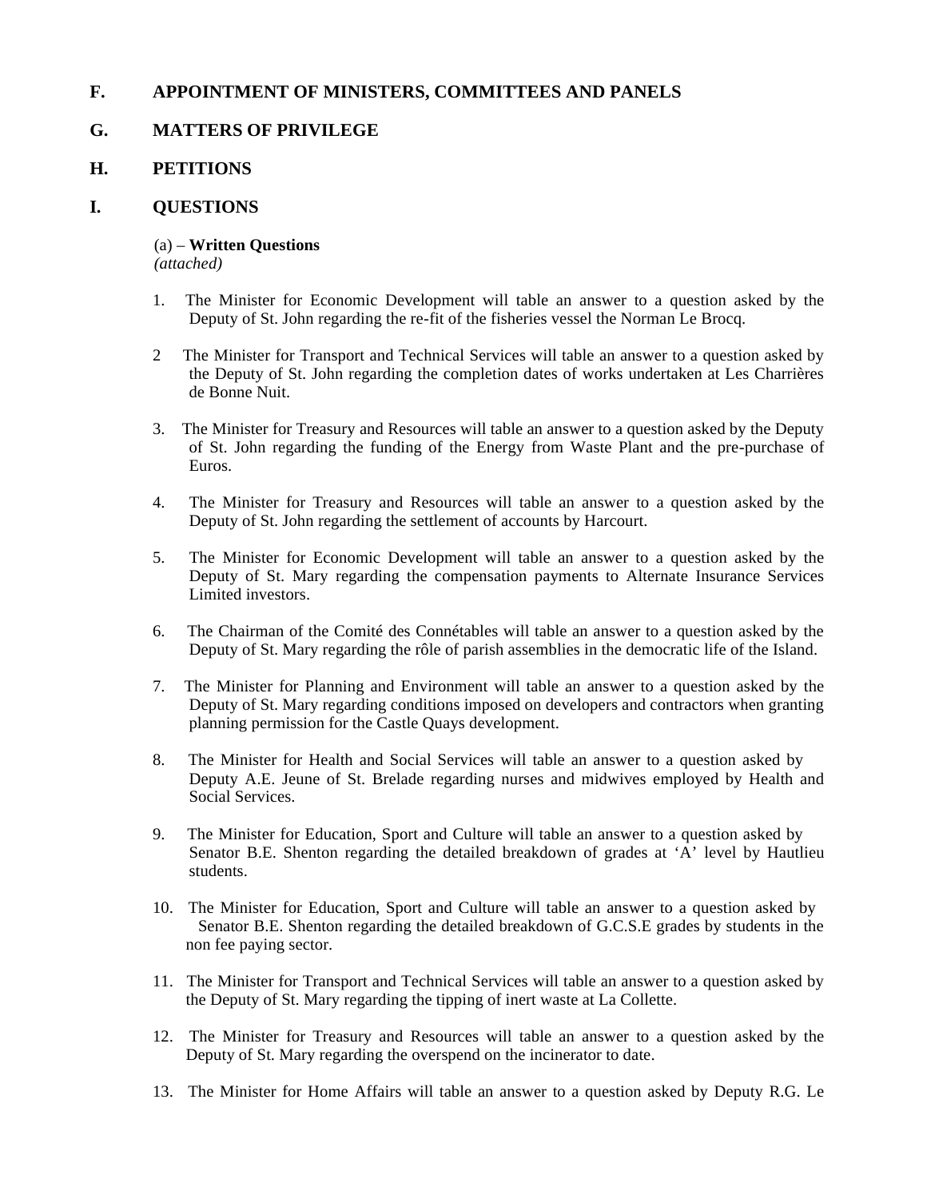## F. APPOINTMENT OF MINISTERS, COMMITTEES AND PANELS

## G. MATTERS OF PRIVILEGE

## H. PETITIONS

## I. QUESTIONS

(a) – **Written Questions**
*(attached)*

1. The Minister for Economic Development will table an answer to a question asked by the Deputy of St. John regarding the re-fit of the fisheries vessel the Norman Le Brocq.

2 The Minister for Transport and Technical Services will table an answer to a question asked by the Deputy of St. John regarding the completion dates of works undertaken at Les Charrières de Bonne Nuit.

3. The Minister for Treasury and Resources will table an answer to a question asked by the Deputy of St. John regarding the funding of the Energy from Waste Plant and the pre-purchase of Euros.

4. The Minister for Treasury and Resources will table an answer to a question asked by the Deputy of St. John regarding the settlement of accounts by Harcourt.

5. The Minister for Economic Development will table an answer to a question asked by the Deputy of St. Mary regarding the compensation payments to Alternate Insurance Services Limited investors.

6. The Chairman of the Comité des Connétables will table an answer to a question asked by the Deputy of St. Mary regarding the rôle of parish assemblies in the democratic life of the Island.

7. The Minister for Planning and Environment will table an answer to a question asked by the Deputy of St. Mary regarding conditions imposed on developers and contractors when granting planning permission for the Castle Quays development.

8. The Minister for Health and Social Services will table an answer to a question asked by Deputy A.E. Jeune of St. Brelade regarding nurses and midwives employed by Health and Social Services.

9. The Minister for Education, Sport and Culture will table an answer to a question asked by Senator B.E. Shenton regarding the detailed breakdown of grades at 'A' level by Hautlieu students.

10. The Minister for Education, Sport and Culture will table an answer to a question asked by Senator B.E. Shenton regarding the detailed breakdown of G.C.S.E grades by students in the non fee paying sector.

11. The Minister for Transport and Technical Services will table an answer to a question asked by the Deputy of St. Mary regarding the tipping of inert waste at La Collette.

12. The Minister for Treasury and Resources will table an answer to a question asked by the Deputy of St. Mary regarding the overspend on the incinerator to date.

13. The Minister for Home Affairs will table an answer to a question asked by Deputy R.G. Le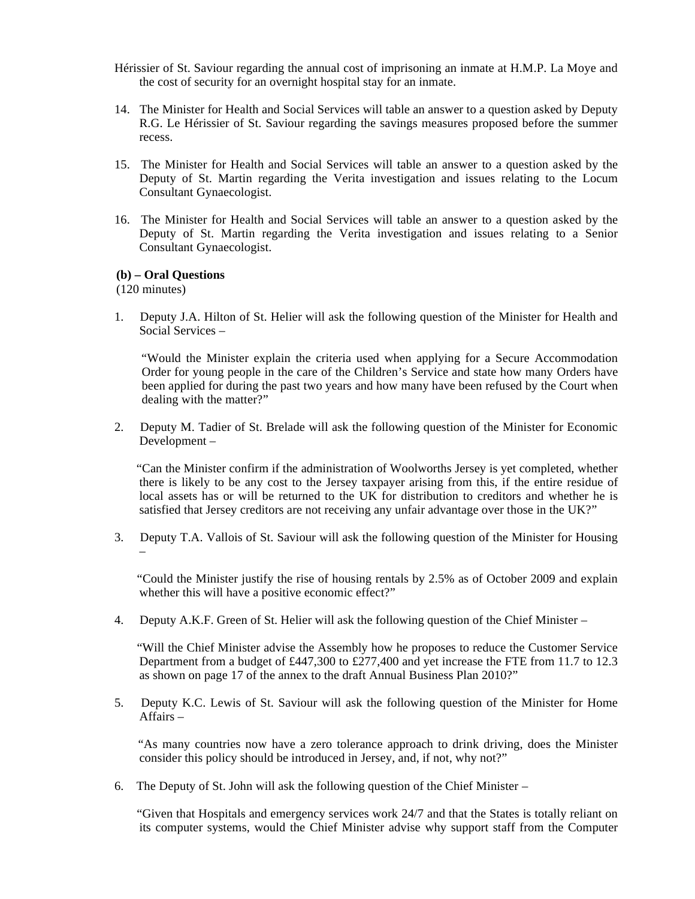Hérissier of St. Saviour regarding the annual cost of imprisoning an inmate at H.M.P. La Moye and the cost of security for an overnight hospital stay for an inmate.

14. The Minister for Health and Social Services will table an answer to a question asked by Deputy R.G. Le Hérissier of St. Saviour regarding the savings measures proposed before the summer recess.

15. The Minister for Health and Social Services will table an answer to a question asked by the Deputy of St. Martin regarding the Verita investigation and issues relating to the Locum Consultant Gynaecologist.

16. The Minister for Health and Social Services will table an answer to a question asked by the Deputy of St. Martin regarding the Verita investigation and issues relating to a Senior Consultant Gynaecologist.

**(b) – Oral Questions**
(120 minutes)

1. Deputy J.A. Hilton of St. Helier will ask the following question of the Minister for Health and Social Services –

   "Would the Minister explain the criteria used when applying for a Secure Accommodation Order for young people in the care of the Children's Service and state how many Orders have been applied for during the past two years and how many have been refused by the Court when dealing with the matter?"

2. Deputy M. Tadier of St. Brelade will ask the following question of the Minister for Economic Development –

   "Can the Minister confirm if the administration of Woolworths Jersey is yet completed, whether there is likely to be any cost to the Jersey taxpayer arising from this, if the entire residue of local assets has or will be returned to the UK for distribution to creditors and whether he is satisfied that Jersey creditors are not receiving any unfair advantage over those in the UK?"

3. Deputy T.A. Vallois of St. Saviour will ask the following question of the Minister for Housing –

   "Could the Minister justify the rise of housing rentals by 2.5% as of October 2009 and explain whether this will have a positive economic effect?"

4. Deputy A.K.F. Green of St. Helier will ask the following question of the Chief Minister –

   "Will the Chief Minister advise the Assembly how he proposes to reduce the Customer Service Department from a budget of £447,300 to £277,400 and yet increase the FTE from 11.7 to 12.3 as shown on page 17 of the annex to the draft Annual Business Plan 2010?"

5. Deputy K.C. Lewis of St. Saviour will ask the following question of the Minister for Home Affairs –

   "As many countries now have a zero tolerance approach to drink driving, does the Minister consider this policy should be introduced in Jersey, and, if not, why not?"

6. The Deputy of St. John will ask the following question of the Chief Minister –

   "Given that Hospitals and emergency services work 24/7 and that the States is totally reliant on its computer systems, would the Chief Minister advise why support staff from the Computer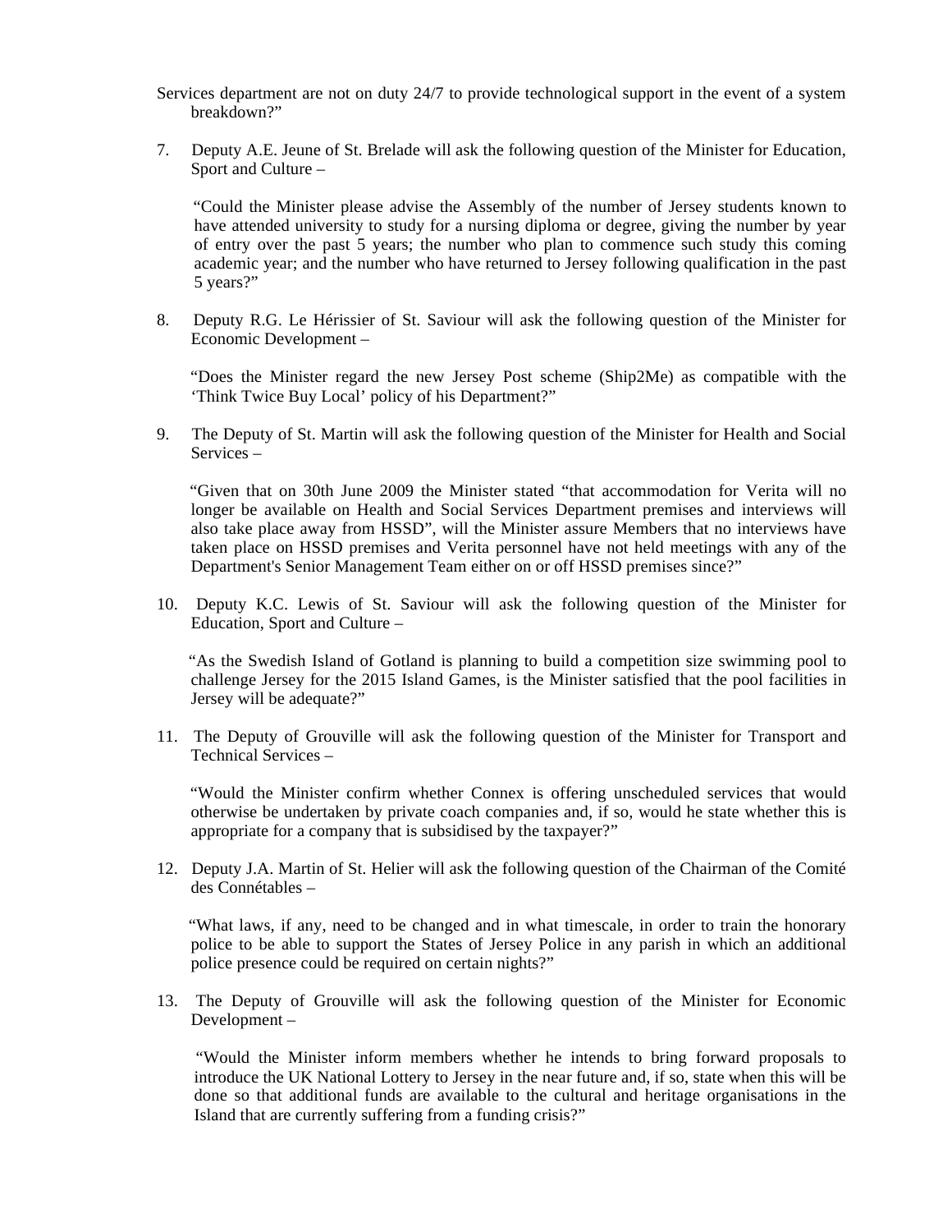Services department are not on duty 24/7 to provide technological support in the event of a system breakdown?"

7. Deputy A.E. Jeune of St. Brelade will ask the following question of the Minister for Education, Sport and Culture –

   "Could the Minister please advise the Assembly of the number of Jersey students known to have attended university to study for a nursing diploma or degree, giving the number by year of entry over the past 5 years; the number who plan to commence such study this coming academic year; and the number who have returned to Jersey following qualification in the past 5 years?"

8. Deputy R.G. Le Hérissier of St. Saviour will ask the following question of the Minister for Economic Development –

   "Does the Minister regard the new Jersey Post scheme (Ship2Me) as compatible with the 'Think Twice Buy Local' policy of his Department?"

9. The Deputy of St. Martin will ask the following question of the Minister for Health and Social Services –

   "Given that on 30th June 2009 the Minister stated "that accommodation for Verita will no longer be available on Health and Social Services Department premises and interviews will also take place away from HSSD", will the Minister assure Members that no interviews have taken place on HSSD premises and Verita personnel have not held meetings with any of the Department's Senior Management Team either on or off HSSD premises since?"

10. Deputy K.C. Lewis of St. Saviour will ask the following question of the Minister for Education, Sport and Culture –

    "As the Swedish Island of Gotland is planning to build a competition size swimming pool to challenge Jersey for the 2015 Island Games, is the Minister satisfied that the pool facilities in Jersey will be adequate?"

11. The Deputy of Grouville will ask the following question of the Minister for Transport and Technical Services –

    "Would the Minister confirm whether Connex is offering unscheduled services that would otherwise be undertaken by private coach companies and, if so, would he state whether this is appropriate for a company that is subsidised by the taxpayer?"

12. Deputy J.A. Martin of St. Helier will ask the following question of the Chairman of the Comité des Connétables –

    "What laws, if any, need to be changed and in what timescale, in order to train the honorary police to be able to support the States of Jersey Police in any parish in which an additional police presence could be required on certain nights?"

13. The Deputy of Grouville will ask the following question of the Minister for Economic Development –

    "Would the Minister inform members whether he intends to bring forward proposals to introduce the UK National Lottery to Jersey in the near future and, if so, state when this will be done so that additional funds are available to the cultural and heritage organisations in the Island that are currently suffering from a funding crisis?"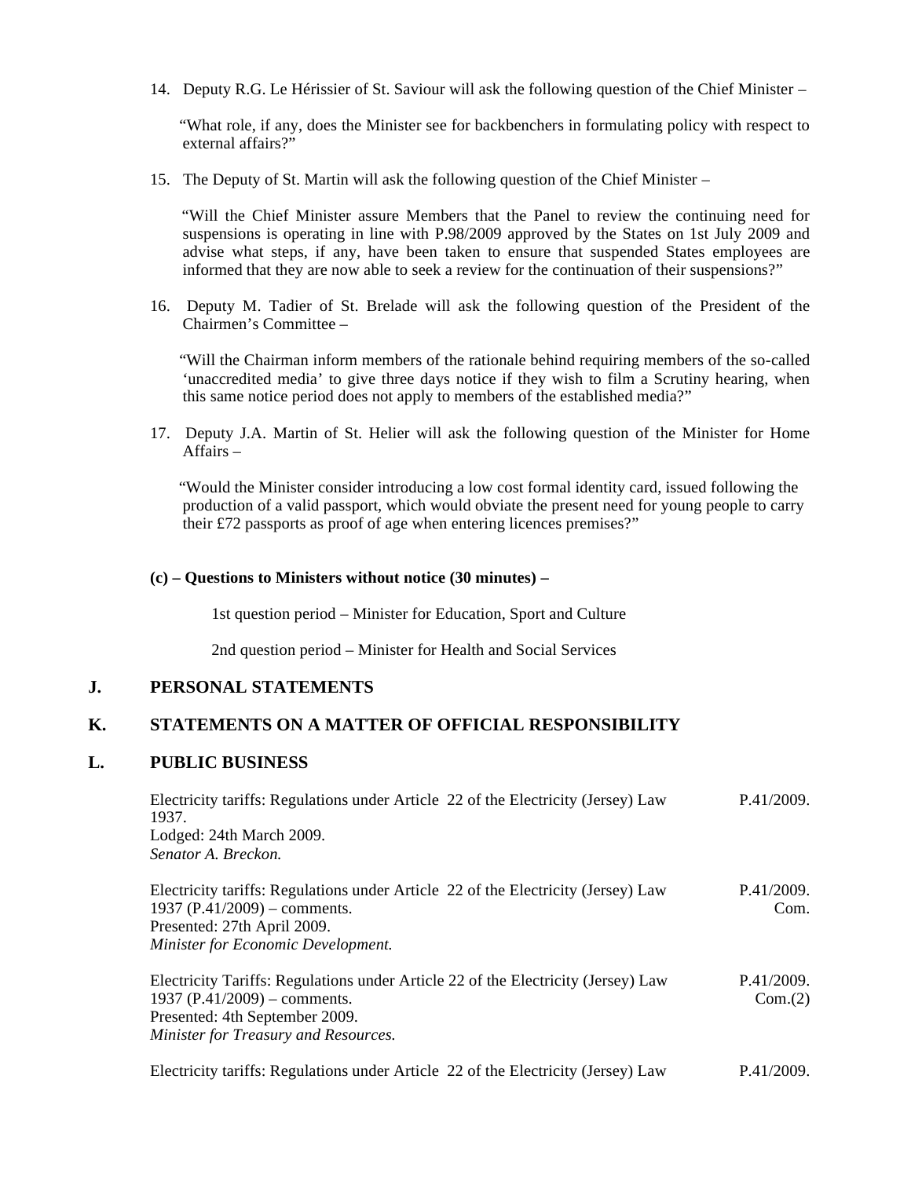14. Deputy R.G. Le Hérissier of St. Saviour will ask the following question of the Chief Minister –

    "What role, if any, does the Minister see for backbenchers in formulating policy with respect to external affairs?"

15. The Deputy of St. Martin will ask the following question of the Chief Minister –

    "Will the Chief Minister assure Members that the Panel to review the continuing need for suspensions is operating in line with P.98/2009 approved by the States on 1st July 2009 and advise what steps, if any, have been taken to ensure that suspended States employees are informed that they are now able to seek a review for the continuation of their suspensions?"

16. Deputy M. Tadier of St. Brelade will ask the following question of the President of the Chairmen's Committee –

    "Will the Chairman inform members of the rationale behind requiring members of the so-called 'unaccredited media' to give three days notice if they wish to film a Scrutiny hearing, when this same notice period does not apply to members of the established media?"

17. Deputy J.A. Martin of St. Helier will ask the following question of the Minister for Home Affairs –

    "Would the Minister consider introducing a low cost formal identity card, issued following the production of a valid passport, which would obviate the present need for young people to carry their £72 passports as proof of age when entering licences premises?"

**(c) – Questions to Ministers without notice (30 minutes) –**

1st question period – Minister for Education, Sport and Culture

2nd question period – Minister for Health and Social Services

## J. PERSONAL STATEMENTS

## K. STATEMENTS ON A MATTER OF OFFICIAL RESPONSIBILITY

## L. PUBLIC BUSINESS

Electricity tariffs: Regulations under Article 22 of the Electricity (Jersey) Law 1937.
Lodged: 24th March 2009.
*Senator A. Breckon.*
P.41/2009.

Electricity tariffs: Regulations under Article 22 of the Electricity (Jersey) Law 1937 (P.41/2009) – comments.
Presented: 27th April 2009.
*Minister for Economic Development.*
P.41/2009. Com.

Electricity Tariffs: Regulations under Article 22 of the Electricity (Jersey) Law 1937 (P.41/2009) – comments.
Presented: 4th September 2009.
*Minister for Treasury and Resources.*
P.41/2009. Com.(2)

Electricity tariffs: Regulations under Article 22 of the Electricity (Jersey) Law
P.41/2009.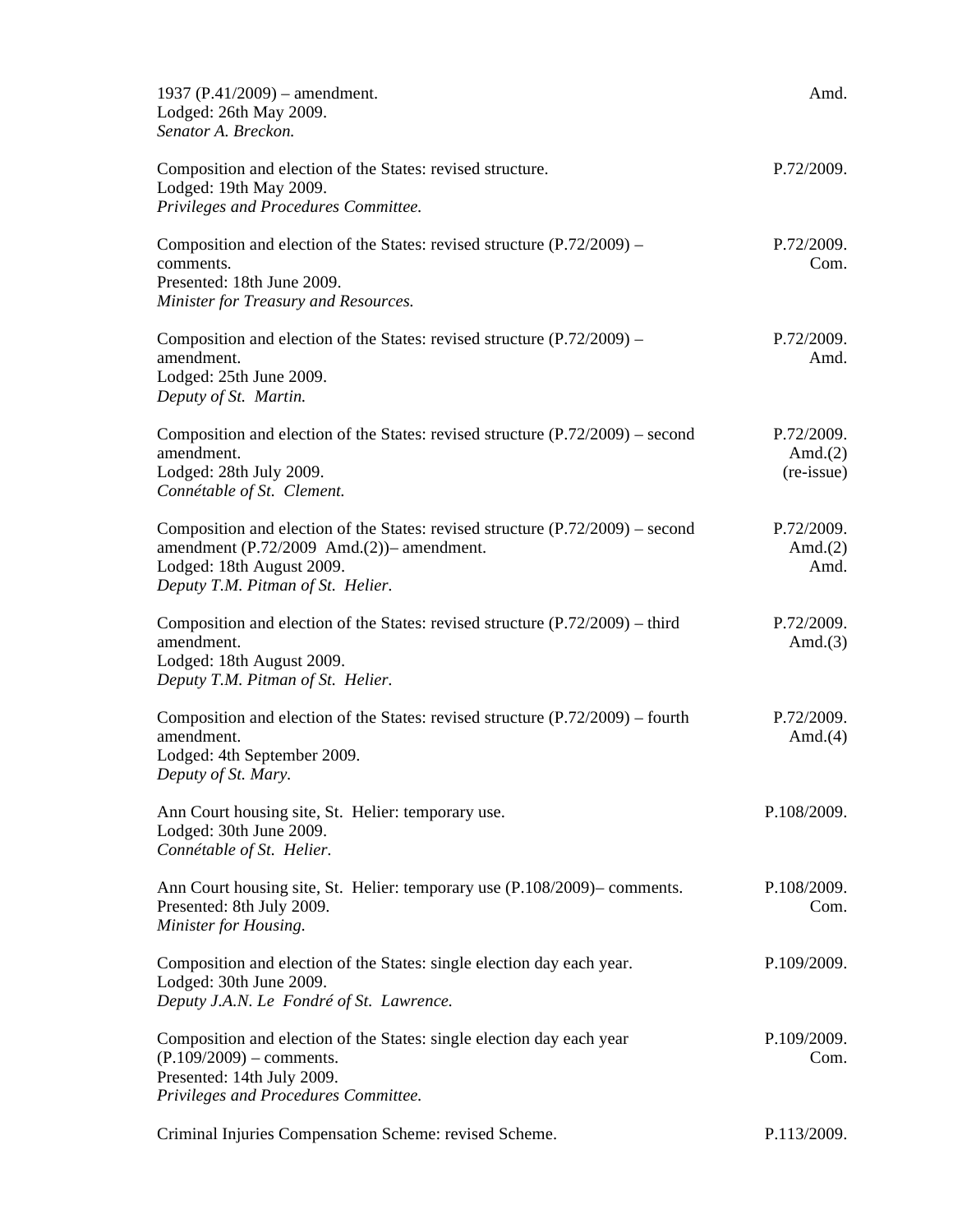| | |
|---|---|
| 1937 (P.41/2009) – amendment.<br>Lodged: 26th May 2009.<br>*Senator A. Breckon.* | Amd. |
| Composition and election of the States: revised structure.<br>Lodged: 19th May 2009.<br>*Privileges and Procedures Committee.* | P.72/2009. |
| Composition and election of the States: revised structure (P.72/2009) – comments.<br>Presented: 18th June 2009.<br>*Minister for Treasury and Resources.* | P.72/2009.<br>Com. |
| Composition and election of the States: revised structure (P.72/2009) – amendment.<br>Lodged: 25th June 2009.<br>*Deputy of St. Martin.* | P.72/2009.<br>Amd. |
| Composition and election of the States: revised structure (P.72/2009) – second amendment.<br>Lodged: 28th July 2009.<br>*Connétable of St. Clement.* | P.72/2009.<br>Amd.(2)<br>(re-issue) |
| Composition and election of the States: revised structure (P.72/2009) – second amendment (P.72/2009 Amd.(2))– amendment.<br>Lodged: 18th August 2009.<br>*Deputy T.M. Pitman of St. Helier.* | P.72/2009.<br>Amd.(2)<br>Amd. |
| Composition and election of the States: revised structure (P.72/2009) – third amendment.<br>Lodged: 18th August 2009.<br>*Deputy T.M. Pitman of St. Helier.* | P.72/2009.<br>Amd.(3) |
| Composition and election of the States: revised structure (P.72/2009) – fourth amendment.<br>Lodged: 4th September 2009.<br>*Deputy of St. Mary.* | P.72/2009.<br>Amd.(4) |
| Ann Court housing site, St. Helier: temporary use.<br>Lodged: 30th June 2009.<br>*Connétable of St. Helier.* | P.108/2009. |
| Ann Court housing site, St. Helier: temporary use (P.108/2009)– comments.<br>Presented: 8th July 2009.<br>*Minister for Housing.* | P.108/2009.<br>Com. |
| Composition and election of the States: single election day each year.<br>Lodged: 30th June 2009.<br>*Deputy J.A.N. Le Fondré of St. Lawrence.* | P.109/2009. |
| Composition and election of the States: single election day each year (P.109/2009) – comments.<br>Presented: 14th July 2009.<br>*Privileges and Procedures Committee.* | P.109/2009.<br>Com. |
| Criminal Injuries Compensation Scheme: revised Scheme. | P.113/2009. |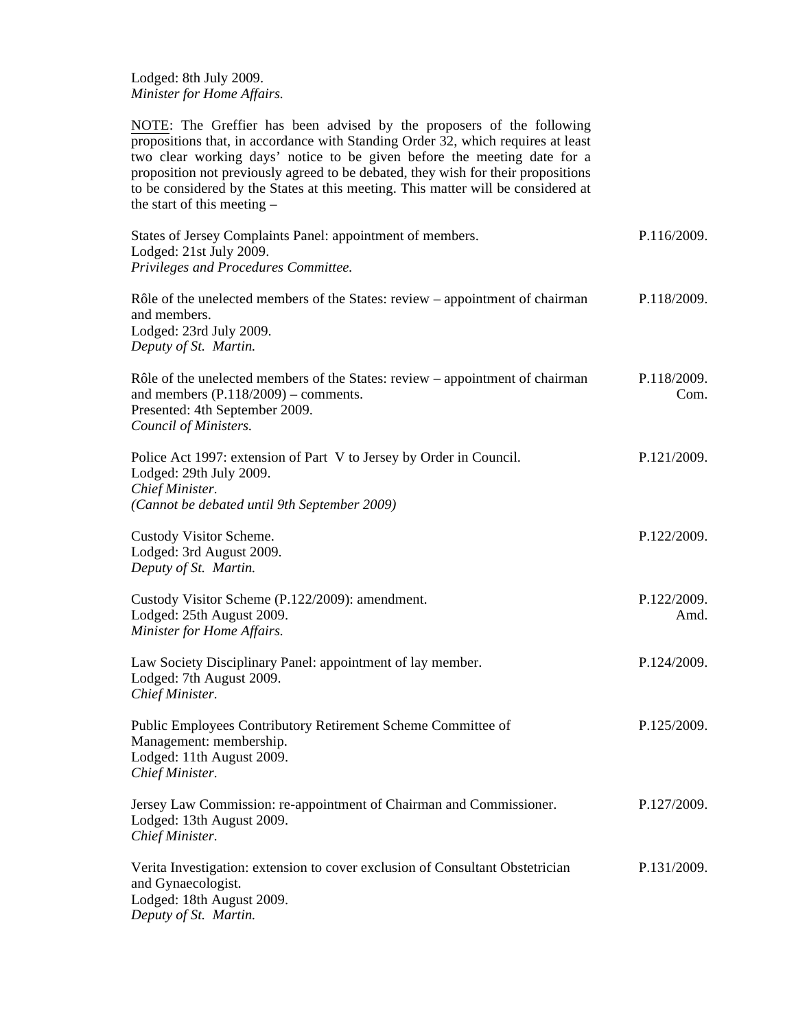Lodged: 8th July 2009.
*Minister for Home Affairs.*

NOTE: The Greffier has been advised by the proposers of the following propositions that, in accordance with Standing Order 32, which requires at least two clear working days' notice to be given before the meeting date for a proposition not previously agreed to be debated, they wish for their propositions to be considered by the States at this meeting. This matter will be considered at the start of this meeting –

States of Jersey Complaints Panel: appointment of members. P.116/2009.
Lodged: 21st July 2009.
*Privileges and Procedures Committee.*

Rôle of the unelected members of the States: review – appointment of chairman and members. P.118/2009.
Lodged: 23rd July 2009.
*Deputy of St. Martin.*

Rôle of the unelected members of the States: review – appointment of chairman and members (P.118/2009) – comments. P.118/2009. Com.
Presented: 4th September 2009.
*Council of Ministers.*

Police Act 1997: extension of Part V to Jersey by Order in Council. P.121/2009.
Lodged: 29th July 2009.
*Chief Minister.*
*(Cannot be debated until 9th September 2009)*

Custody Visitor Scheme. P.122/2009.
Lodged: 3rd August 2009.
*Deputy of St. Martin.*

Custody Visitor Scheme (P.122/2009): amendment. P.122/2009. Amd.
Lodged: 25th August 2009.
*Minister for Home Affairs.*

Law Society Disciplinary Panel: appointment of lay member. P.124/2009.
Lodged: 7th August 2009.
*Chief Minister.*

Public Employees Contributory Retirement Scheme Committee of Management: membership. P.125/2009.
Lodged: 11th August 2009.
*Chief Minister.*

Jersey Law Commission: re-appointment of Chairman and Commissioner. P.127/2009.
Lodged: 13th August 2009.
*Chief Minister.*

Verita Investigation: extension to cover exclusion of Consultant Obstetrician and Gynaecologist. P.131/2009.
Lodged: 18th August 2009.
*Deputy of St. Martin.*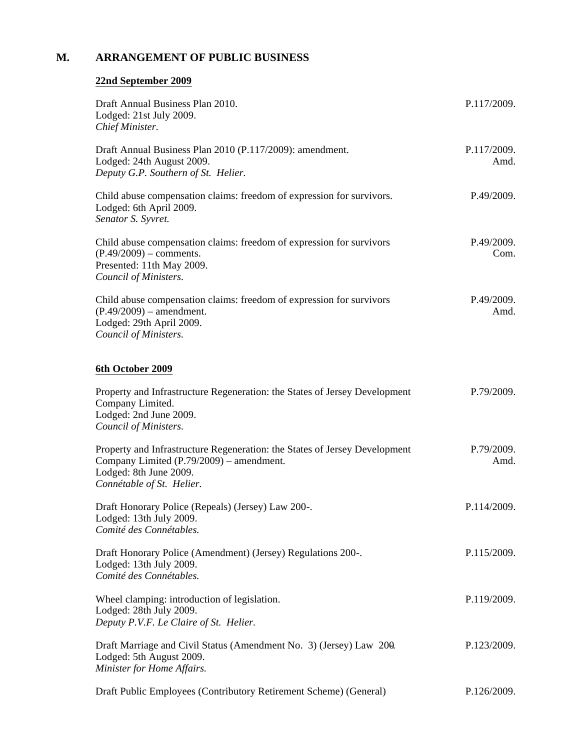## M. ARRANGEMENT OF PUBLIC BUSINESS

### 22nd September 2009

| | |
|---|---|
| Draft Annual Business Plan 2010.<br>Lodged: 21st July 2009.<br>*Chief Minister.* | P.117/2009. |
| Draft Annual Business Plan 2010 (P.117/2009): amendment.<br>Lodged: 24th August 2009.<br>*Deputy G.P. Southern of St. Helier.* | P.117/2009.<br>Amd. |
| Child abuse compensation claims: freedom of expression for survivors.<br>Lodged: 6th April 2009.<br>*Senator S. Syvret.* | P.49/2009. |
| Child abuse compensation claims: freedom of expression for survivors (P.49/2009) – comments.<br>Presented: 11th May 2009.<br>*Council of Ministers.* | P.49/2009.<br>Com. |
| Child abuse compensation claims: freedom of expression for survivors (P.49/2009) – amendment.<br>Lodged: 29th April 2009.<br>*Council of Ministers.* | P.49/2009.<br>Amd. |

### 6th October 2009

| | |
|---|---|
| Property and Infrastructure Regeneration: the States of Jersey Development Company Limited.<br>Lodged: 2nd June 2009.<br>*Council of Ministers.* | P.79/2009. |
| Property and Infrastructure Regeneration: the States of Jersey Development Company Limited (P.79/2009) – amendment.<br>Lodged: 8th June 2009.<br>*Connétable of St. Helier.* | P.79/2009.<br>Amd. |
| Draft Honorary Police (Repeals) (Jersey) Law 200-.<br>Lodged: 13th July 2009.<br>*Comité des Connétables.* | P.114/2009. |
| Draft Honorary Police (Amendment) (Jersey) Regulations 200-.<br>Lodged: 13th July 2009.<br>*Comité des Connétables.* | P.115/2009. |
| Wheel clamping: introduction of legislation.<br>Lodged: 28th July 2009.<br>*Deputy P.V.F. Le Claire of St. Helier.* | P.119/2009. |
| Draft Marriage and Civil Status (Amendment No. 3) (Jersey) Law 200-.<br>Lodged: 5th August 2009.<br>*Minister for Home Affairs.* | P.123/2009. |
| Draft Public Employees (Contributory Retirement Scheme) (General) | P.126/2009. |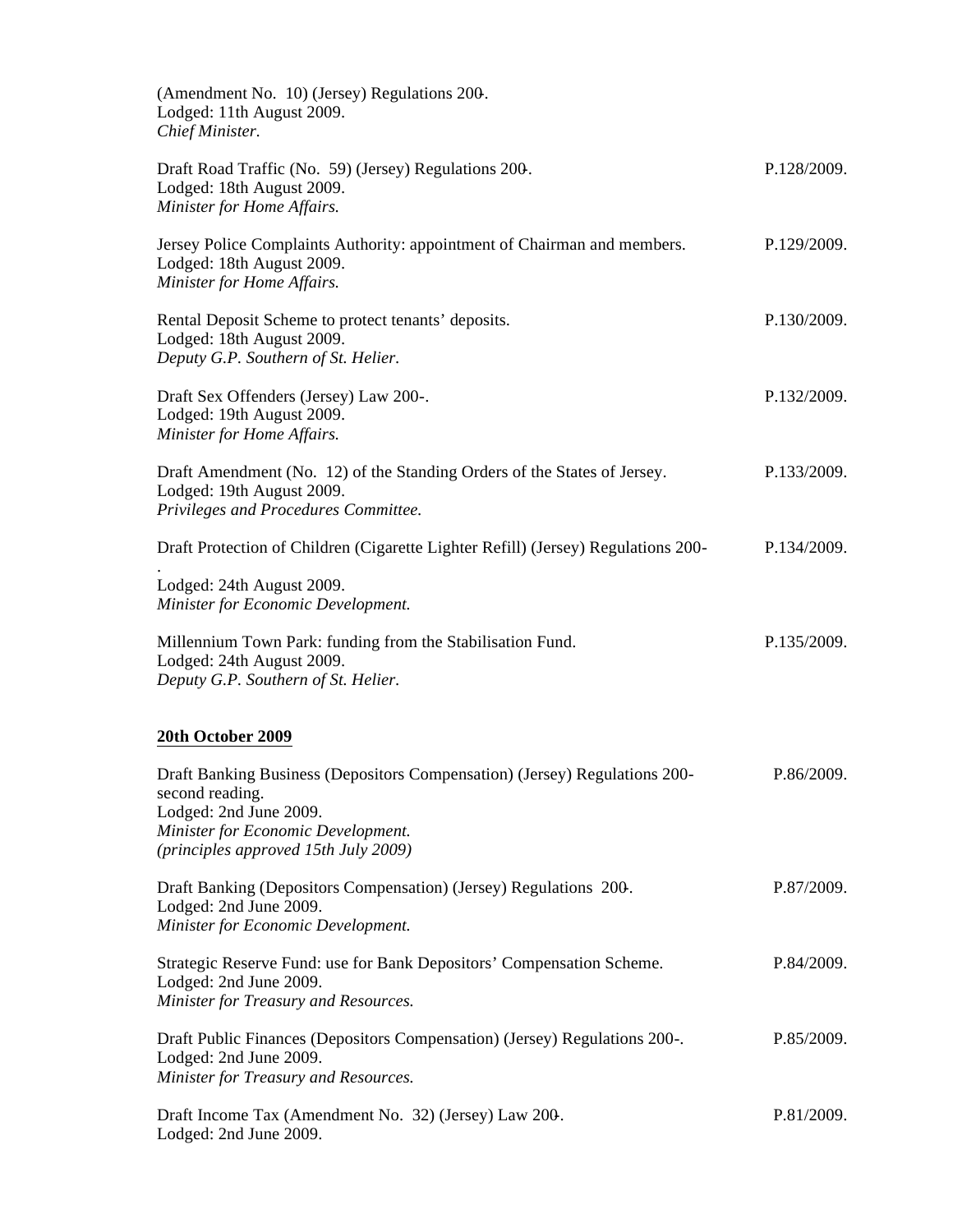(Amendment No. 10) (Jersey) Regulations 200-.
Lodged: 11th August 2009.
*Chief Minister.*

Draft Road Traffic (No. 59) (Jersey) Regulations 200-. P.128/2009.
Lodged: 18th August 2009.
*Minister for Home Affairs.*

Jersey Police Complaints Authority: appointment of Chairman and members. P.129/2009.
Lodged: 18th August 2009.
*Minister for Home Affairs.*

Rental Deposit Scheme to protect tenants' deposits. P.130/2009.
Lodged: 18th August 2009.
*Deputy G.P. Southern of St. Helier.*

Draft Sex Offenders (Jersey) Law 200-. P.132/2009.
Lodged: 19th August 2009.
*Minister for Home Affairs.*

Draft Amendment (No. 12) of the Standing Orders of the States of Jersey. P.133/2009.
Lodged: 19th August 2009.
*Privileges and Procedures Committee.*

Draft Protection of Children (Cigarette Lighter Refill) (Jersey) Regulations 200-. P.134/2009.
Lodged: 24th August 2009.
*Minister for Economic Development.*

Millennium Town Park: funding from the Stabilisation Fund. P.135/2009.
Lodged: 24th August 2009.
*Deputy G.P. Southern of St. Helier.*

**20th October 2009**

Draft Banking Business (Depositors Compensation) (Jersey) Regulations 200- second reading. P.86/2009.
Lodged: 2nd June 2009.
*Minister for Economic Development.*
*(principles approved 15th July 2009)*

Draft Banking (Depositors Compensation) (Jersey) Regulations 200-. P.87/2009.
Lodged: 2nd June 2009.
*Minister for Economic Development.*

Strategic Reserve Fund: use for Bank Depositors' Compensation Scheme. P.84/2009.
Lodged: 2nd June 2009.
*Minister for Treasury and Resources.*

Draft Public Finances (Depositors Compensation) (Jersey) Regulations 200-. P.85/2009.
Lodged: 2nd June 2009.
*Minister for Treasury and Resources.*

Draft Income Tax (Amendment No. 32) (Jersey) Law 200-. P.81/2009.
Lodged: 2nd June 2009.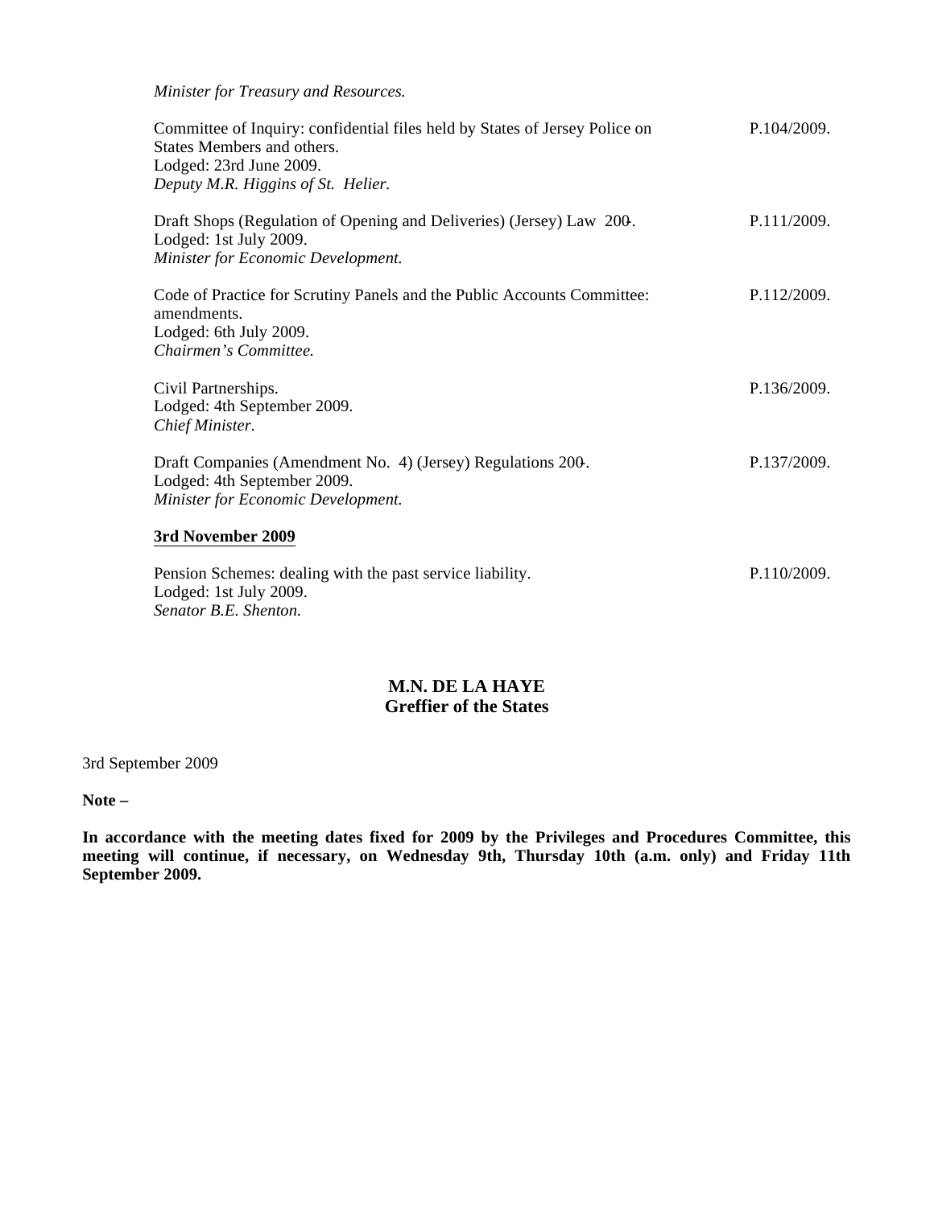*Minister for Treasury and Resources.*

Committee of Inquiry: confidential files held by States of Jersey Police on States Members and others. P.104/2009.
Lodged: 23rd June 2009.
*Deputy M.R. Higgins of St. Helier.*

Draft Shops (Regulation of Opening and Deliveries) (Jersey) Law 200-. P.111/2009.
Lodged: 1st July 2009.
*Minister for Economic Development.*

Code of Practice for Scrutiny Panels and the Public Accounts Committee: amendments. P.112/2009.
Lodged: 6th July 2009.
*Chairmen's Committee.*

Civil Partnerships. P.136/2009.
Lodged: 4th September 2009.
*Chief Minister.*

Draft Companies (Amendment No. 4) (Jersey) Regulations 200-. P.137/2009.
Lodged: 4th September 2009.
*Minister for Economic Development.*

**3rd November 2009**

Pension Schemes: dealing with the past service liability. P.110/2009.
Lodged: 1st July 2009.
*Senator B.E. Shenton.*

**M.N. DE LA HAYE**
**Greffier of the States**

3rd September 2009

**Note –**

**In accordance with the meeting dates fixed for 2009 by the Privileges and Procedures Committee, this meeting will continue, if necessary, on Wednesday 9th, Thursday 10th (a.m. only) and Friday 11th September 2009.**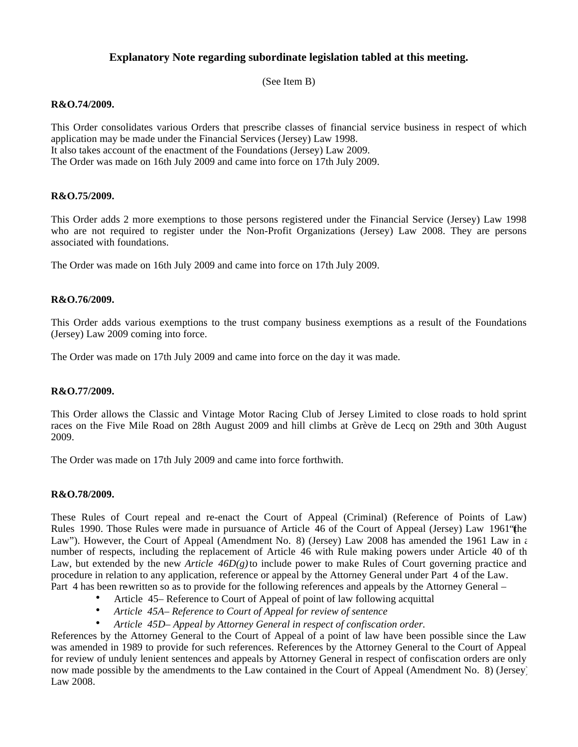**Explanatory Note regarding subordinate legislation tabled at this meeting.**

(See Item B)

**R&O.74/2009.**

This Order consolidates various Orders that prescribe classes of financial service business in respect of which application may be made under the Financial Services (Jersey) Law 1998.
It also takes account of the enactment of the Foundations (Jersey) Law 2009.
The Order was made on 16th July 2009 and came into force on 17th July 2009.

**R&O.75/2009.**

This Order adds 2 more exemptions to those persons registered under the Financial Service (Jersey) Law 1998 who are not required to register under the Non-Profit Organizations (Jersey) Law 2008. They are persons associated with foundations.

The Order was made on 16th July 2009 and came into force on 17th July 2009.

**R&O.76/2009.**

This Order adds various exemptions to the trust company business exemptions as a result of the Foundations (Jersey) Law 2009 coming into force.

The Order was made on 17th July 2009 and came into force on the day it was made.

**R&O.77/2009.**

This Order allows the Classic and Vintage Motor Racing Club of Jersey Limited to close roads to hold sprint races on the Five Mile Road on 28th August 2009 and hill climbs at Grève de Lecq on 29th and 30th August 2009.

The Order was made on 17th July 2009 and came into force forthwith.

**R&O.78/2009.**

These Rules of Court repeal and re-enact the Court of Appeal (Criminal) (Reference of Points of Law) Rules 1990. Those Rules were made in pursuance of Article 46 of the Court of Appeal (Jersey) Law 1961 ("the Law"). However, the Court of Appeal (Amendment No. 8) (Jersey) Law 2008 has amended the 1961 Law in a number of respects, including the replacement of Article 46 with Rule making powers under Article 40 of the Law, but extended by the new *Article 46D(g)* to include power to make Rules of Court governing practice and procedure in relation to any application, reference or appeal by the Attorney General under Part 4 of the Law.
Part 4 has been re-written so as to provide for the following references and appeals by the Attorney General –

- Article 45 – Reference to Court of Appeal of point of law following acquittal
- *Article 45A – Reference to Court of Appeal for review of sentence*
- *Article 45D – Appeal by Attorney General in respect of confiscation order.*

References by the Attorney General to the Court of Appeal of a point of law have been possible since the Law was amended in 1989 to provide for such references. References by the Attorney General to the Court of Appeal for review of unduly lenient sentences and appeals by Attorney General in respect of confiscation orders are only now made possible by the amendments to the Law contained in the Court of Appeal (Amendment No. 8) (Jersey) Law 2008.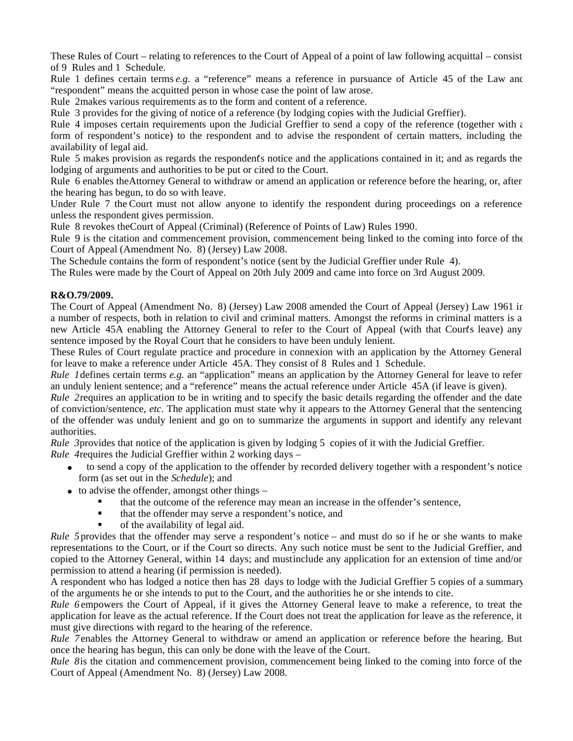These Rules of Court – relating to references to the Court of Appeal of a point of law following acquittal – consist of 9 Rules and 1 Schedule.

Rule 1 defines certain terms *e.g.* a "reference" means a reference in pursuance of Article 45 of the Law and "respondent" means the acquitted person in whose case the point of law arose.

Rule 2 makes various requirements as to the form and content of a reference.

Rule 3 provides for the giving of notice of a reference (by lodging copies with the Judicial Greffier).

Rule 4 imposes certain requirements upon the Judicial Greffier to send a copy of the reference (together with a form of respondent's notice) to the respondent and to advise the respondent of certain matters, including the availability of legal aid.

Rule 5 makes provision as regards the respondent's notice and the applications contained in it; and as regards the lodging of arguments and authorities to be put or cited to the Court.

Rule 6 enables the Attorney General to withdraw or amend an application or reference before the hearing, or, after the hearing has begun, to do so with leave.

Under Rule 7 the Court must not allow anyone to identify the respondent during proceedings on a reference unless the respondent gives permission.

Rule 8 revokes the Court of Appeal (Criminal) (Reference of Points of Law) Rules 1990.

Rule 9 is the citation and commencement provision, commencement being linked to the coming into force of the Court of Appeal (Amendment No. 8) (Jersey) Law 2008.

The Schedule contains the form of respondent's notice (sent by the Judicial Greffier under Rule 4).

The Rules were made by the Court of Appeal on 20th July 2009 and came into force on 3rd August 2009.

**R&O.79/2009.**

The Court of Appeal (Amendment No. 8) (Jersey) Law 2008 amended the Court of Appeal (Jersey) Law 1961 in a number of respects, both in relation to civil and criminal matters. Amongst the reforms in criminal matters is a new Article 45A enabling the Attorney General to refer to the Court of Appeal (with that Court's leave) any sentence imposed by the Royal Court that he considers to have been unduly lenient.

These Rules of Court regulate practice and procedure in connexion with an application by the Attorney General for leave to make a reference under Article 45A. They consist of 8 Rules and 1 Schedule.

*Rule 1* defines certain terms *e.g.* an "application" means an application by the Attorney General for leave to refer an unduly lenient sentence; and a "reference" means the actual reference under Article 45A (if leave is given).

*Rule 2* requires an application to be in writing and to specify the basic details regarding the offender and the date of conviction/sentence, *etc*. The application must state why it appears to the Attorney General that the sentencing of the offender was unduly lenient and go on to summarize the arguments in support and identify any relevant authorities.

*Rule 3* provides that notice of the application is given by lodging 5 copies of it with the Judicial Greffier.

*Rule 4* requires the Judicial Greffier within 2 working days –

- to send a copy of the application to the offender by recorded delivery together with a respondent's notice form (as set out in the *Schedule*); and
- to advise the offender, amongst other things –
  - that the outcome of the reference may mean an increase in the offender's sentence,
  - that the offender may serve a respondent's notice, and
  - of the availability of legal aid.

*Rule 5* provides that the offender may serve a respondent's notice – and must do so if he or she wants to make representations to the Court, or if the Court so directs. Any such notice must be sent to the Judicial Greffier, and copied to the Attorney General, within 14 days; and must include any application for an extension of time and/or permission to attend a hearing (if permission is needed).

A respondent who has lodged a notice then has 28 days to lodge with the Judicial Greffier 5 copies of a summary of the arguments he or she intends to put to the Court, and the authorities he or she intends to cite.

*Rule 6* empowers the Court of Appeal, if it gives the Attorney General leave to make a reference, to treat the application for leave as the actual reference. If the Court does not treat the application for leave as the reference, it must give directions with regard to the hearing of the reference.

*Rule 7* enables the Attorney General to withdraw or amend an application or reference before the hearing. But once the hearing has begun, this can only be done with the leave of the Court.

*Rule 8* is the citation and commencement provision, commencement being linked to the coming into force of the Court of Appeal (Amendment No. 8) (Jersey) Law 2008.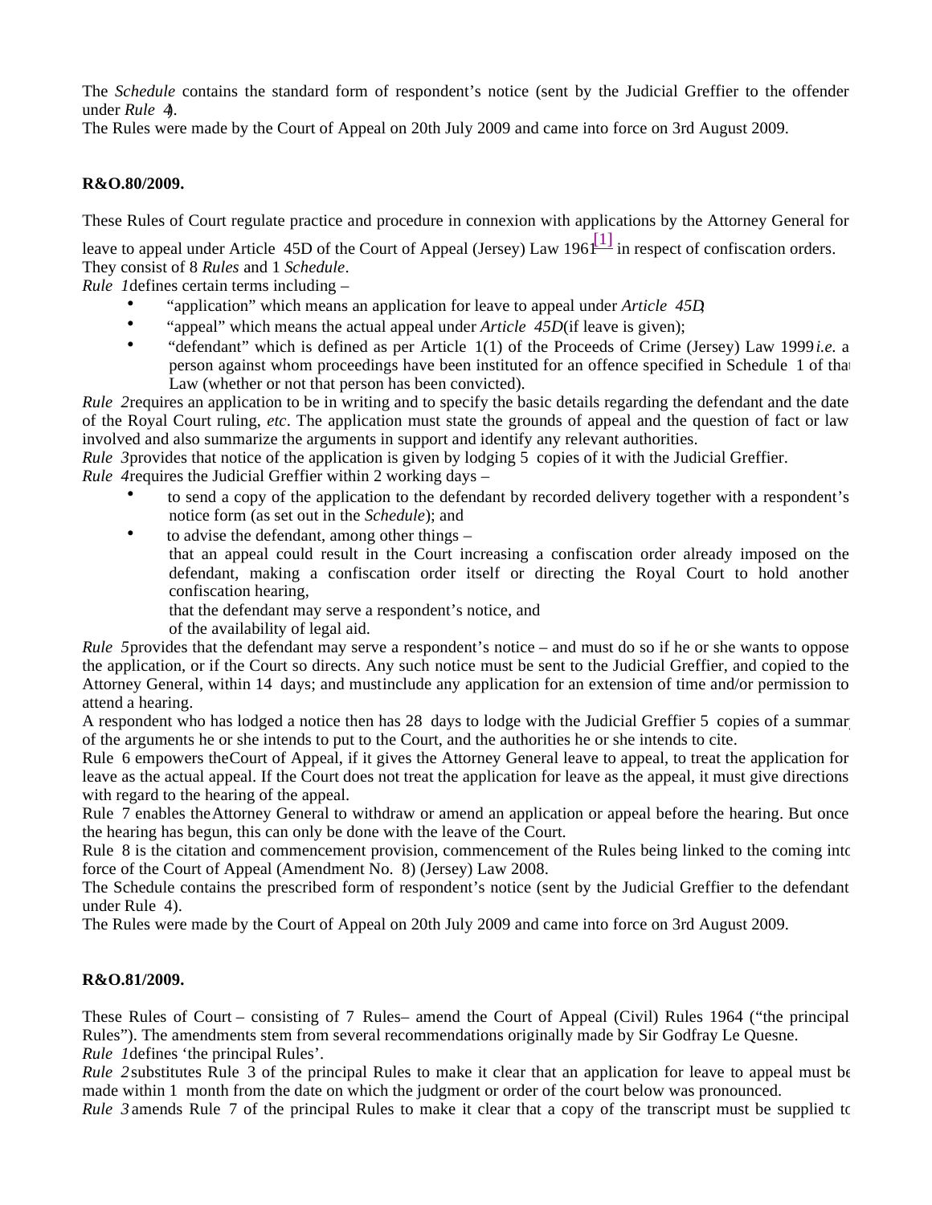The *Schedule* contains the standard form of respondent's notice (sent by the Judicial Greffier to the offender under *Rule 4*).

The Rules were made by the Court of Appeal on 20th July 2009 and came into force on 3rd August 2009.

**R&O.80/2009.**

These Rules of Court regulate practice and procedure in connexion with applications by the Attorney General for leave to appeal under Article 45D of the Court of Appeal (Jersey) Law 1961[1] in respect of confiscation orders.

They consist of 8 *Rules* and 1 *Schedule*.

*Rule 1* defines certain terms including –

- "application" which means an application for leave to appeal under *Article 45D*;
- "appeal" which means the actual appeal under *Article 45D* (if leave is given);
- "defendant" which is defined as per Article 1(1) of the Proceeds of Crime (Jersey) Law 1999 *i.e.* a person against whom proceedings have been instituted for an offence specified in Schedule 1 of that Law (whether or not that person has been convicted).

*Rule 2* requires an application to be in writing and to specify the basic details regarding the defendant and the date of the Royal Court ruling, *etc*. The application must state the grounds of appeal and the question of fact or law involved and also summarize the arguments in support and identify any relevant authorities.

*Rule 3* provides that notice of the application is given by lodging 5 copies of it with the Judicial Greffier.

*Rule 4* requires the Judicial Greffier within 2 working days –

- to send a copy of the application to the defendant by recorded delivery together with a respondent's notice form (as set out in the *Schedule*); and
- to advise the defendant, among other things –

  that an appeal could result in the Court increasing a confiscation order already imposed on the defendant, making a confiscation order itself or directing the Royal Court to hold another confiscation hearing,

  that the defendant may serve a respondent's notice, and

  of the availability of legal aid.

*Rule 5* provides that the defendant may serve a respondent's notice – and must do so if he or she wants to oppose the application, or if the Court so directs. Any such notice must be sent to the Judicial Greffier, and copied to the Attorney General, within 14 days; and must include any application for an extension of time and/or permission to attend a hearing.

A respondent who has lodged a notice then has 28 days to lodge with the Judicial Greffier 5 copies of a summary of the arguments he or she intends to put to the Court, and the authorities he or she intends to cite.

Rule 6 empowers the Court of Appeal, if it gives the Attorney General leave to appeal, to treat the application for leave as the actual appeal. If the Court does not treat the application for leave as the appeal, it must give directions with regard to the hearing of the appeal.

Rule 7 enables the Attorney General to withdraw or amend an application or appeal before the hearing. But once the hearing has begun, this can only be done with the leave of the Court.

Rule 8 is the citation and commencement provision, commencement of the Rules being linked to the coming into force of the Court of Appeal (Amendment No. 8) (Jersey) Law 2008.

The Schedule contains the prescribed form of respondent's notice (sent by the Judicial Greffier to the defendant under Rule 4).

The Rules were made by the Court of Appeal on 20th July 2009 and came into force on 3rd August 2009.

**R&O.81/2009.**

These Rules of Court – consisting of 7 Rules – amend the Court of Appeal (Civil) Rules 1964 ("the principal Rules"). The amendments stem from several recommendations originally made by Sir Godfray Le Quesne.

*Rule 1* defines 'the principal Rules'.

*Rule 2* substitutes Rule 3 of the principal Rules to make it clear that an application for leave to appeal must be made within 1 month from the date on which the judgment or order of the court below was pronounced.

*Rule 3* amends Rule 7 of the principal Rules to make it clear that a copy of the transcript must be supplied to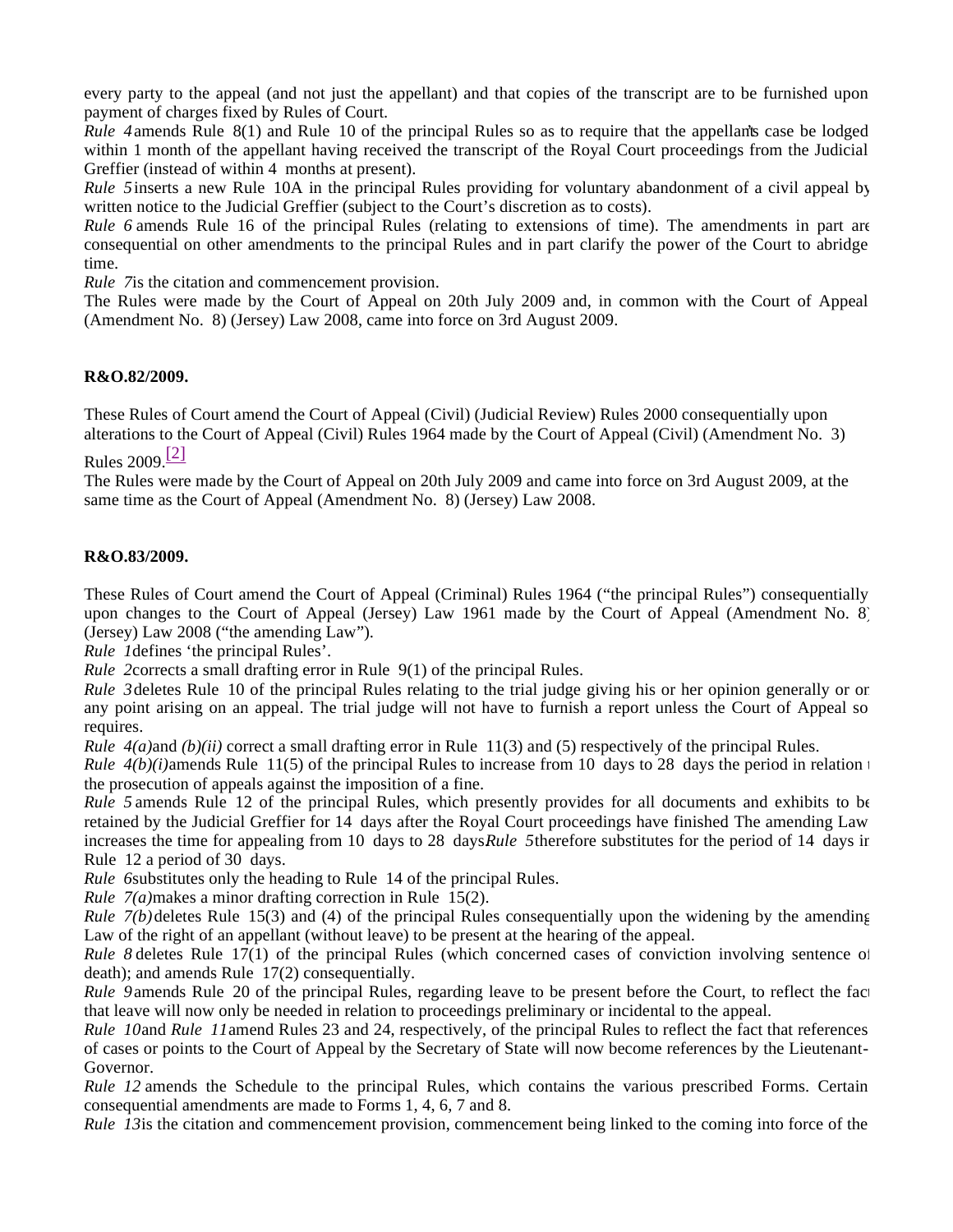every party to the appeal (and not just the appellant) and that copies of the transcript are to be furnished upon payment of charges fixed by Rules of Court.

*Rule 4* amends Rule 8(1) and Rule 10 of the principal Rules so as to require that the appellant's case be lodged within 1 month of the appellant having received the transcript of the Royal Court proceedings from the Judicial Greffier (instead of within 4 months at present).

*Rule 5* inserts a new Rule 10A in the principal Rules providing for voluntary abandonment of a civil appeal by written notice to the Judicial Greffier (subject to the Court's discretion as to costs).

*Rule 6* amends Rule 16 of the principal Rules (relating to extensions of time). The amendments in part are consequential on other amendments to the principal Rules and in part clarify the power of the Court to abridge time.

*Rule 7* is the citation and commencement provision.

The Rules were made by the Court of Appeal on 20th July 2009 and, in common with the Court of Appeal (Amendment No. 8) (Jersey) Law 2008, came into force on 3rd August 2009.

**R&O.82/2009.**

These Rules of Court amend the Court of Appeal (Civil) (Judicial Review) Rules 2000 consequentially upon alterations to the Court of Appeal (Civil) Rules 1964 made by the Court of Appeal (Civil) (Amendment No. 3) Rules 2009.[2]

The Rules were made by the Court of Appeal on 20th July 2009 and came into force on 3rd August 2009, at the same time as the Court of Appeal (Amendment No. 8) (Jersey) Law 2008.

**R&O.83/2009.**

These Rules of Court amend the Court of Appeal (Criminal) Rules 1964 ("the principal Rules") consequentially upon changes to the Court of Appeal (Jersey) Law 1961 made by the Court of Appeal (Amendment No. 8) (Jersey) Law 2008 ("the amending Law").

*Rule 1* defines 'the principal Rules'.

*Rule 2* corrects a small drafting error in Rule 9(1) of the principal Rules.

*Rule 3* deletes Rule 10 of the principal Rules relating to the trial judge giving his or her opinion generally or on any point arising on an appeal. The trial judge will not have to furnish a report unless the Court of Appeal so requires.

*Rule 4(a)* and *(b)(ii)* correct a small drafting error in Rule 11(3) and (5) respectively of the principal Rules.

*Rule 4(b)(i)* amends Rule 11(5) of the principal Rules to increase from 10 days to 28 days the period in relation to the prosecution of appeals against the imposition of a fine.

*Rule 5* amends Rule 12 of the principal Rules, which presently provides for all documents and exhibits to be retained by the Judicial Greffier for 14 days after the Royal Court proceedings have finished The amending Law increases the time for appealing from 10 days to 28 days. *Rule 5* therefore substitutes for the period of 14 days in Rule 12 a period of 30 days.

*Rule 6* substitutes only the heading to Rule 14 of the principal Rules.

*Rule 7(a)* makes a minor drafting correction in Rule 15(2).

*Rule 7(b)* deletes Rule 15(3) and (4) of the principal Rules consequentially upon the widening by the amending Law of the right of an appellant (without leave) to be present at the hearing of the appeal.

*Rule 8* deletes Rule 17(1) of the principal Rules (which concerned cases of conviction involving sentence of death); and amends Rule 17(2) consequentially.

*Rule 9* amends Rule 20 of the principal Rules, regarding leave to be present before the Court, to reflect the fact that leave will now only be needed in relation to proceedings preliminary or incidental to the appeal.

*Rule 10* and *Rule 11* amend Rules 23 and 24, respectively, of the principal Rules to reflect the fact that references of cases or points to the Court of Appeal by the Secretary of State will now become references by the Lieutenant-Governor.

*Rule 12* amends the Schedule to the principal Rules, which contains the various prescribed Forms. Certain consequential amendments are made to Forms 1, 4, 6, 7 and 8.

*Rule 13* is the citation and commencement provision, commencement being linked to the coming into force of the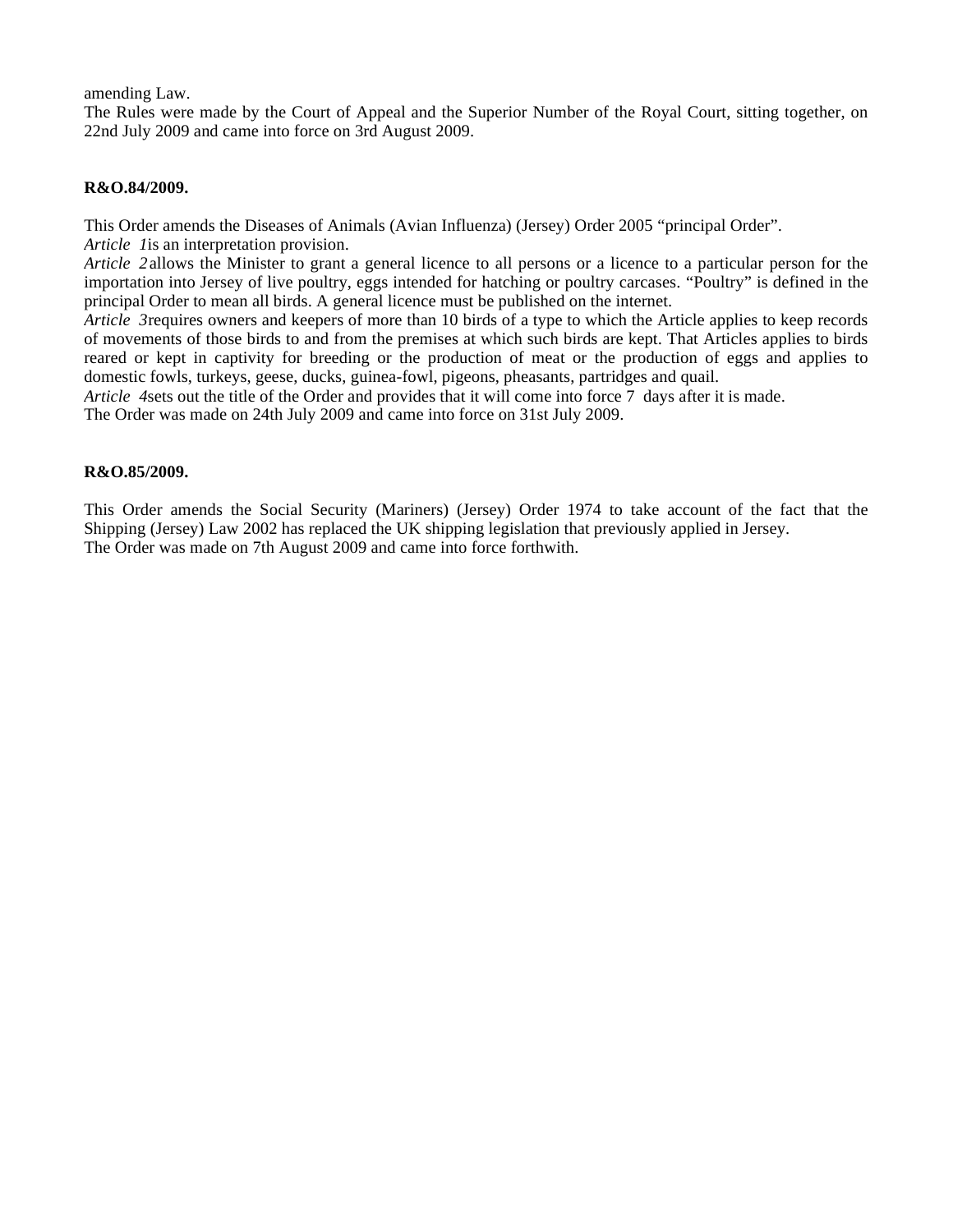amending Law.

The Rules were made by the Court of Appeal and the Superior Number of the Royal Court, sitting together, on 22nd July 2009 and came into force on 3rd August 2009.

**R&O.84/2009.**

This Order amends the Diseases of Animals (Avian Influenza) (Jersey) Order 2005 "principal Order".

*Article 1* is an interpretation provision.

*Article 2* allows the Minister to grant a general licence to all persons or a licence to a particular person for the importation into Jersey of live poultry, eggs intended for hatching or poultry carcases. "Poultry" is defined in the principal Order to mean all birds. A general licence must be published on the internet.

*Article 3* requires owners and keepers of more than 10 birds of a type to which the Article applies to keep records of movements of those birds to and from the premises at which such birds are kept. That Articles applies to birds reared or kept in captivity for breeding or the production of meat or the production of eggs and applies to domestic fowls, turkeys, geese, ducks, guinea-fowl, pigeons, pheasants, partridges and quail.

*Article 4* sets out the title of the Order and provides that it will come into force 7 days after it is made.

The Order was made on 24th July 2009 and came into force on 31st July 2009.

**R&O.85/2009.**

This Order amends the Social Security (Mariners) (Jersey) Order 1974 to take account of the fact that the Shipping (Jersey) Law 2002 has replaced the UK shipping legislation that previously applied in Jersey.

The Order was made on 7th August 2009 and came into force forthwith.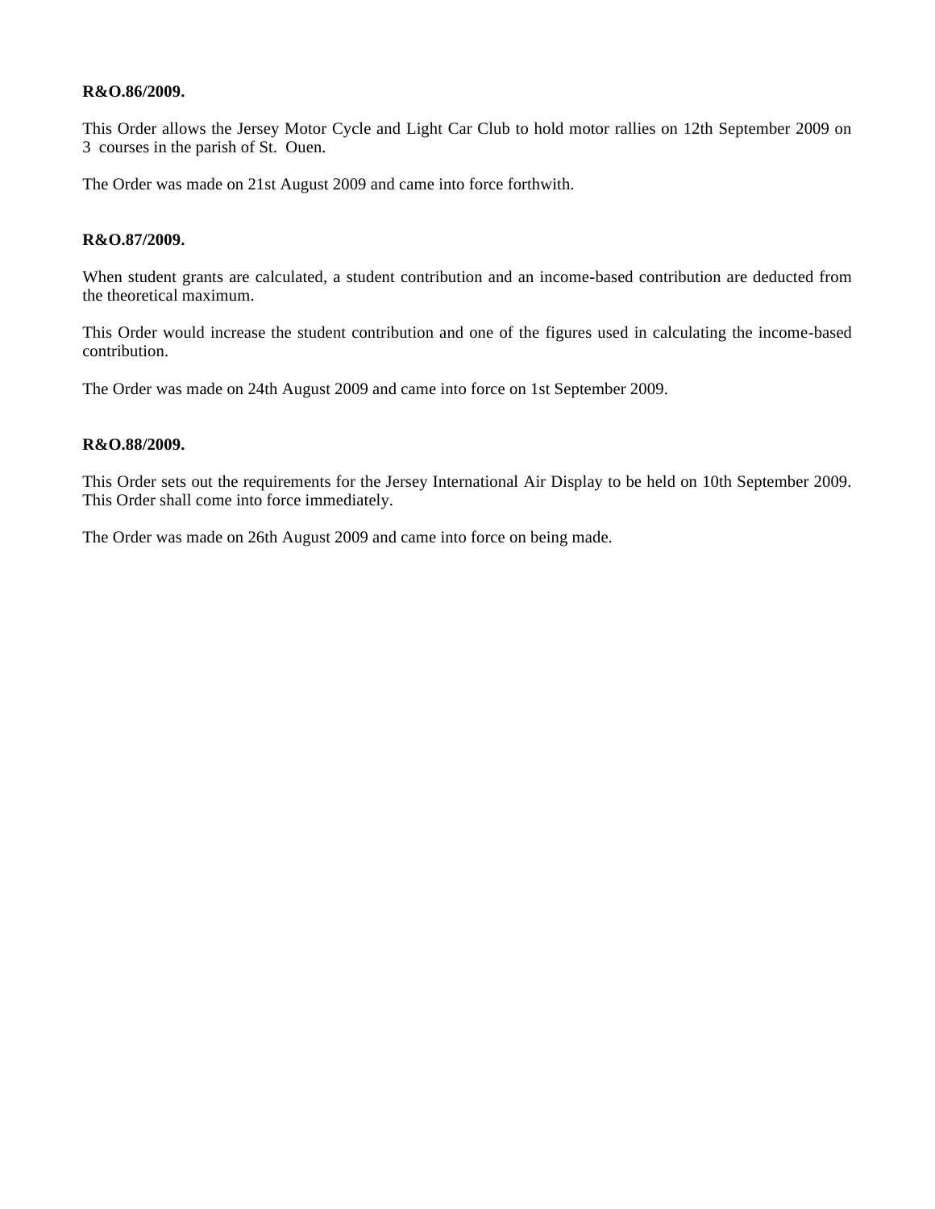**R&O.86/2009.**

This Order allows the Jersey Motor Cycle and Light Car Club to hold motor rallies on 12th September 2009 on 3 courses in the parish of St. Ouen.

The Order was made on 21st August 2009 and came into force forthwith.

**R&O.87/2009.**

When student grants are calculated, a student contribution and an income-based contribution are deducted from the theoretical maximum.

This Order would increase the student contribution and one of the figures used in calculating the income-based contribution.

The Order was made on 24th August 2009 and came into force on 1st September 2009.

**R&O.88/2009.**

This Order sets out the requirements for the Jersey International Air Display to be held on 10th September 2009. This Order shall come into force immediately.

The Order was made on 26th August 2009 and came into force on being made.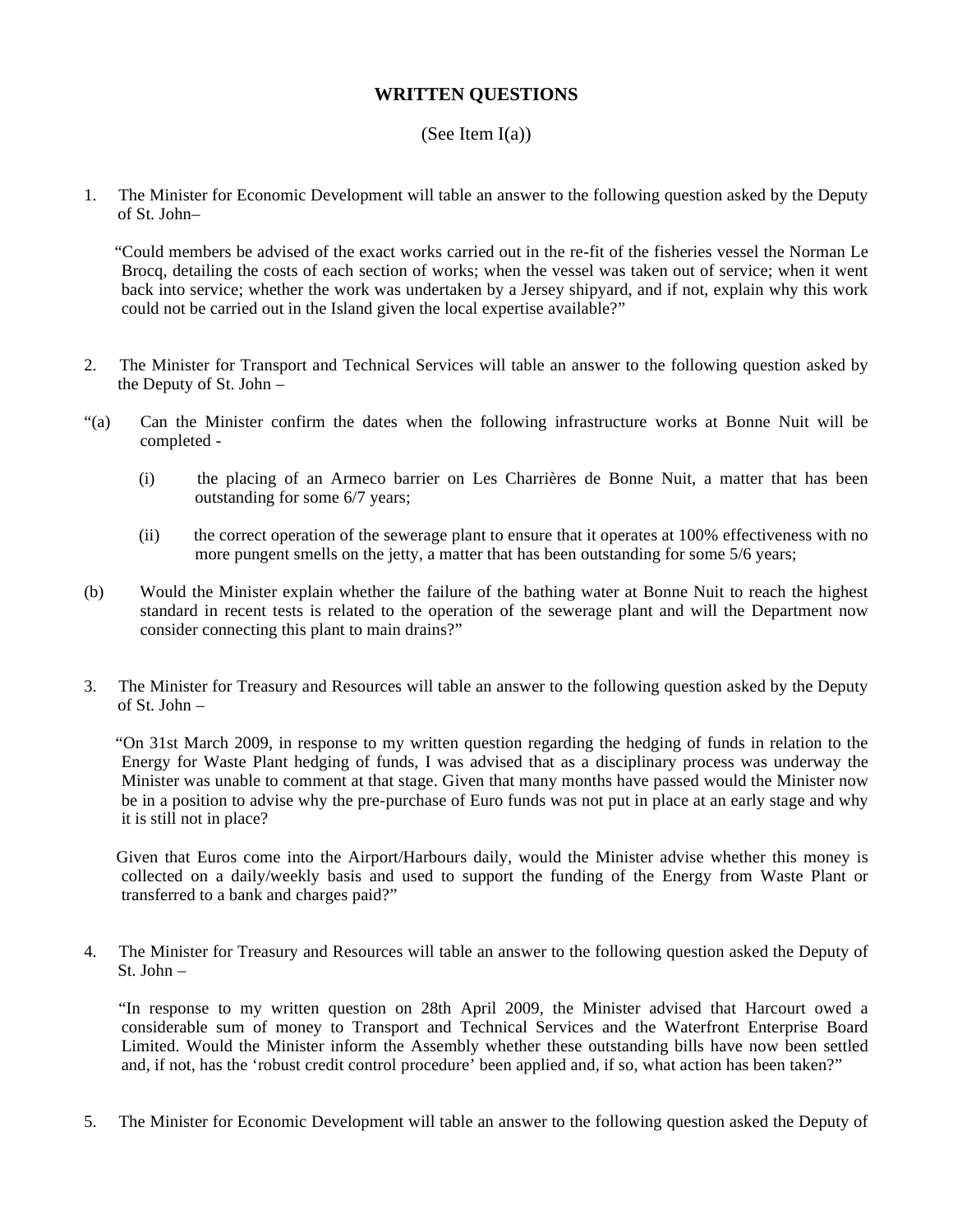## WRITTEN QUESTIONS

(See Item I(a))

1. The Minister for Economic Development will table an answer to the following question asked by the Deputy of St. John–

   "Could members be advised of the exact works carried out in the re-fit of the fisheries vessel the Norman Le Brocq, detailing the costs of each section of works; when the vessel was taken out of service; when it went back into service; whether the work was undertaken by a Jersey shipyard, and if not, explain why this work could not be carried out in the Island given the local expertise available?"

2. The Minister for Transport and Technical Services will table an answer to the following question asked by the Deputy of St. John –

"(a) Can the Minister confirm the dates when the following infrastructure works at Bonne Nuit will be completed -

   (i) the placing of an Armeco barrier on Les Charrières de Bonne Nuit, a matter that has been outstanding for some 6/7 years;

   (ii) the correct operation of the sewerage plant to ensure that it operates at 100% effectiveness with no more pungent smells on the jetty, a matter that has been outstanding for some 5/6 years;

(b) Would the Minister explain whether the failure of the bathing water at Bonne Nuit to reach the highest standard in recent tests is related to the operation of the sewerage plant and will the Department now consider connecting this plant to main drains?"

3. The Minister for Treasury and Resources will table an answer to the following question asked by the Deputy of St. John –

   "On 31st March 2009, in response to my written question regarding the hedging of funds in relation to the Energy for Waste Plant hedging of funds, I was advised that as a disciplinary process was underway the Minister was unable to comment at that stage. Given that many months have passed would the Minister now be in a position to advise why the pre-purchase of Euro funds was not put in place at an early stage and why it is still not in place?

   Given that Euros come into the Airport/Harbours daily, would the Minister advise whether this money is collected on a daily/weekly basis and used to support the funding of the Energy from Waste Plant or transferred to a bank and charges paid?"

4. The Minister for Treasury and Resources will table an answer to the following question asked the Deputy of St. John –

   "In response to my written question on 28th April 2009, the Minister advised that Harcourt owed a considerable sum of money to Transport and Technical Services and the Waterfront Enterprise Board Limited. Would the Minister inform the Assembly whether these outstanding bills have now been settled and, if not, has the 'robust credit control procedure' been applied and, if so, what action has been taken?"

5. The Minister for Economic Development will table an answer to the following question asked the Deputy of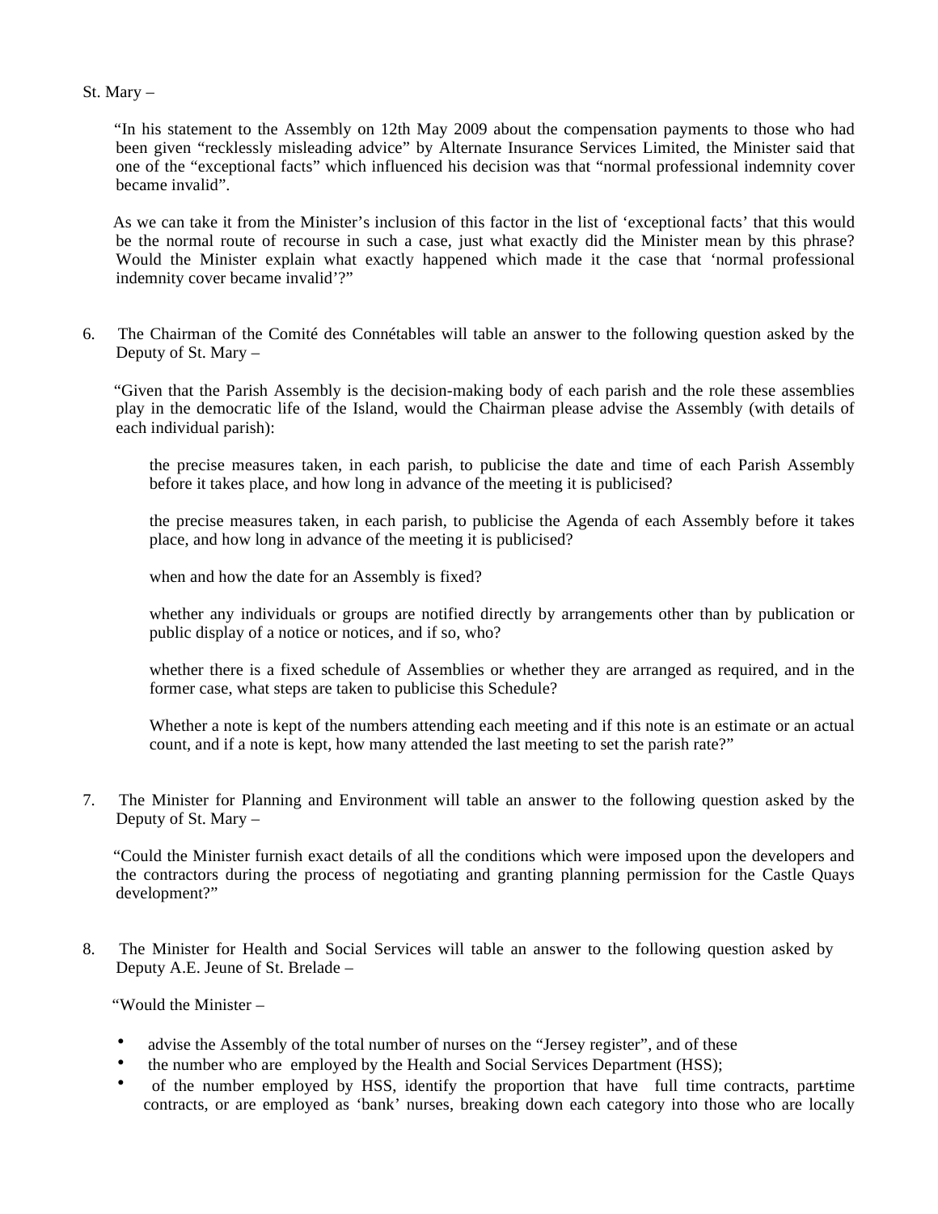St. Mary –

"In his statement to the Assembly on 12th May 2009 about the compensation payments to those who had been given "recklessly misleading advice" by Alternate Insurance Services Limited, the Minister said that one of the "exceptional facts" which influenced his decision was that "normal professional indemnity cover became invalid".

As we can take it from the Minister's inclusion of this factor in the list of 'exceptional facts' that this would be the normal route of recourse in such a case, just what exactly did the Minister mean by this phrase? Would the Minister explain what exactly happened which made it the case that 'normal professional indemnity cover became invalid'?"

6. The Chairman of the Comité des Connétables will table an answer to the following question asked by the Deputy of St. Mary –

"Given that the Parish Assembly is the decision-making body of each parish and the role these assemblies play in the democratic life of the Island, would the Chairman please advise the Assembly (with details of each individual parish):

the precise measures taken, in each parish, to publicise the date and time of each Parish Assembly before it takes place, and how long in advance of the meeting it is publicised?

the precise measures taken, in each parish, to publicise the Agenda of each Assembly before it takes place, and how long in advance of the meeting it is publicised?

when and how the date for an Assembly is fixed?

whether any individuals or groups are notified directly by arrangements other than by publication or public display of a notice or notices, and if so, who?

whether there is a fixed schedule of Assemblies or whether they are arranged as required, and in the former case, what steps are taken to publicise this Schedule?

Whether a note is kept of the numbers attending each meeting and if this note is an estimate or an actual count, and if a note is kept, how many attended the last meeting to set the parish rate?"

7. The Minister for Planning and Environment will table an answer to the following question asked by the Deputy of St. Mary –

"Could the Minister furnish exact details of all the conditions which were imposed upon the developers and the contractors during the process of negotiating and granting planning permission for the Castle Quays development?"

8. The Minister for Health and Social Services will table an answer to the following question asked by Deputy A.E. Jeune of St. Brelade –

"Would the Minister –

- advise the Assembly of the total number of nurses on the "Jersey register", and of these
- the number who are employed by the Health and Social Services Department (HSS);
- of the number employed by HSS, identify the proportion that have full time contracts, part-time contracts, or are employed as 'bank' nurses, breaking down each category into those who are locally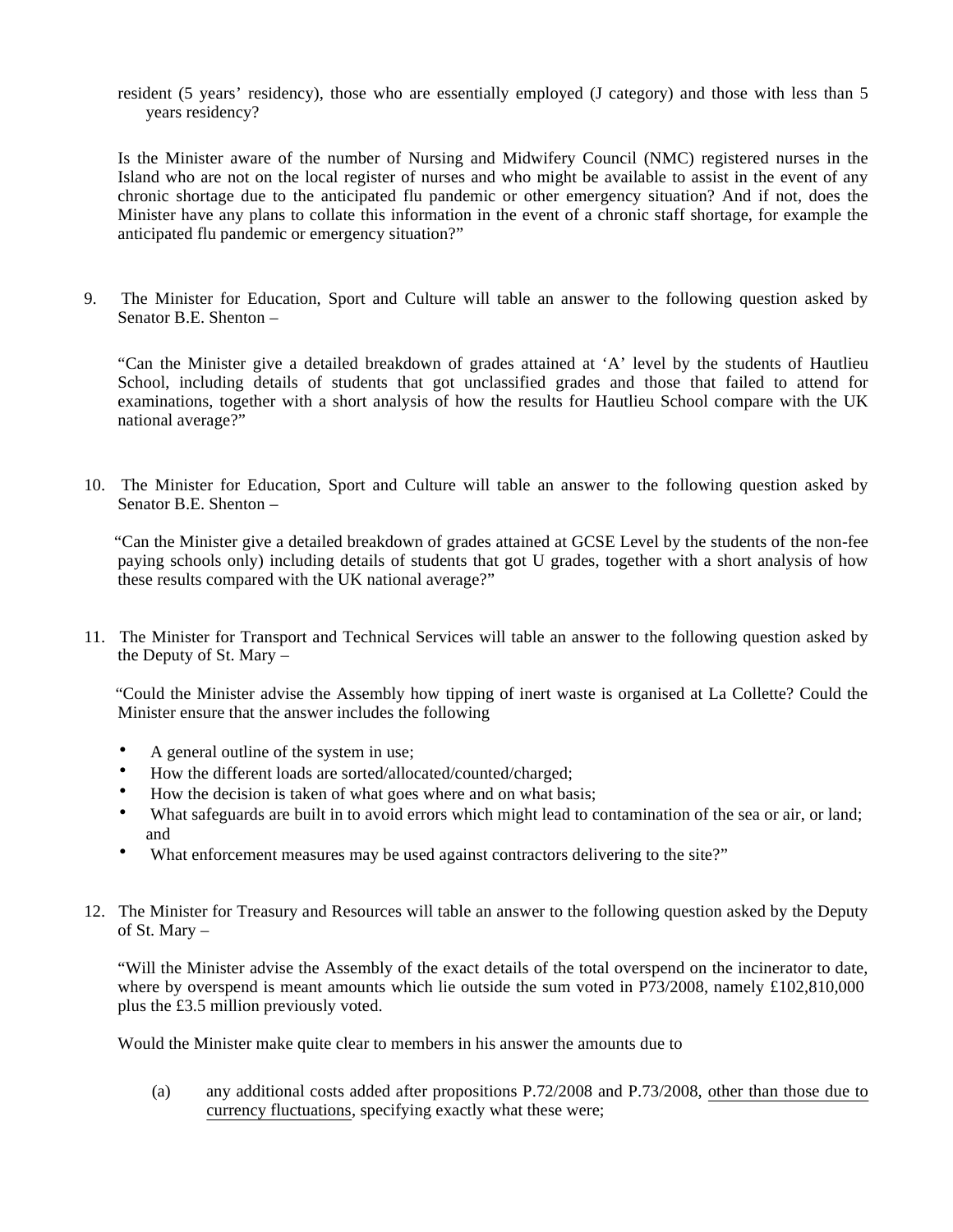resident (5 years' residency), those who are essentially employed (J category) and those with less than 5 years residency?

Is the Minister aware of the number of Nursing and Midwifery Council (NMC) registered nurses in the Island who are not on the local register of nurses and who might be available to assist in the event of any chronic shortage due to the anticipated flu pandemic or other emergency situation? And if not, does the Minister have any plans to collate this information in the event of a chronic staff shortage, for example the anticipated flu pandemic or emergency situation?"

9. The Minister for Education, Sport and Culture will table an answer to the following question asked by Senator B.E. Shenton –

"Can the Minister give a detailed breakdown of grades attained at 'A' level by the students of Hautlieu School, including details of students that got unclassified grades and those that failed to attend for examinations, together with a short analysis of how the results for Hautlieu School compare with the UK national average?"

10. The Minister for Education, Sport and Culture will table an answer to the following question asked by Senator B.E. Shenton –

"Can the Minister give a detailed breakdown of grades attained at GCSE Level by the students of the non-fee paying schools only) including details of students that got U grades, together with a short analysis of how these results compared with the UK national average?"

11. The Minister for Transport and Technical Services will table an answer to the following question asked by the Deputy of St. Mary –

"Could the Minister advise the Assembly how tipping of inert waste is organised at La Collette? Could the Minister ensure that the answer includes the following

- A general outline of the system in use;
- How the different loads are sorted/allocated/counted/charged;
- How the decision is taken of what goes where and on what basis;
- What safeguards are built in to avoid errors which might lead to contamination of the sea or air, or land; and
- What enforcement measures may be used against contractors delivering to the site?"

12. The Minister for Treasury and Resources will table an answer to the following question asked by the Deputy of St. Mary –

"Will the Minister advise the Assembly of the exact details of the total overspend on the incinerator to date, where by overspend is meant amounts which lie outside the sum voted in P73/2008, namely £102,810,000 plus the £3.5 million previously voted.

Would the Minister make quite clear to members in his answer the amounts due to

(a) any additional costs added after propositions P.72/2008 and P.73/2008, <u>other than those due to currency fluctuations</u>, specifying exactly what these were;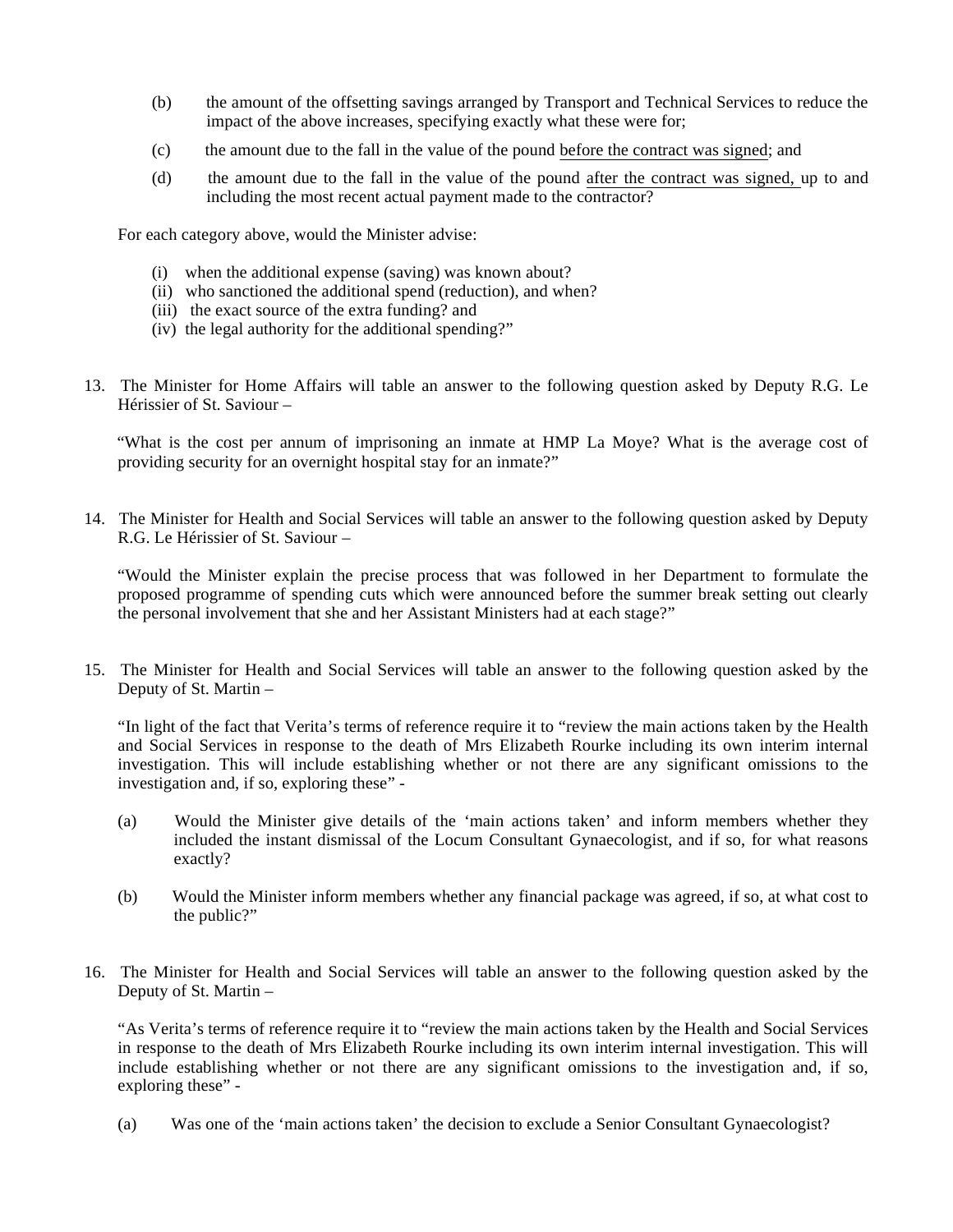(b) the amount of the offsetting savings arranged by Transport and Technical Services to reduce the impact of the above increases, specifying exactly what these were for;

(c) the amount due to the fall in the value of the pound before the contract was signed; and

(d) the amount due to the fall in the value of the pound after the contract was signed, up to and including the most recent actual payment made to the contractor?

For each category above, would the Minister advise:

(i) when the additional expense (saving) was known about?
(ii) who sanctioned the additional spend (reduction), and when?
(iii) the exact source of the extra funding? and
(iv) the legal authority for the additional spending?"

13. The Minister for Home Affairs will table an answer to the following question asked by Deputy R.G. Le Hérissier of St. Saviour –

"What is the cost per annum of imprisoning an inmate at HMP La Moye? What is the average cost of providing security for an overnight hospital stay for an inmate?"

14. The Minister for Health and Social Services will table an answer to the following question asked by Deputy R.G. Le Hérissier of St. Saviour –

"Would the Minister explain the precise process that was followed in her Department to formulate the proposed programme of spending cuts which were announced before the summer break setting out clearly the personal involvement that she and her Assistant Ministers had at each stage?"

15. The Minister for Health and Social Services will table an answer to the following question asked by the Deputy of St. Martin –

"In light of the fact that Verita's terms of reference require it to "review the main actions taken by the Health and Social Services in response to the death of Mrs Elizabeth Rourke including its own interim internal investigation. This will include establishing whether or not there are any significant omissions to the investigation and, if so, exploring these" -

(a) Would the Minister give details of the 'main actions taken' and inform members whether they included the instant dismissal of the Locum Consultant Gynaecologist, and if so, for what reasons exactly?

(b) Would the Minister inform members whether any financial package was agreed, if so, at what cost to the public?"

16. The Minister for Health and Social Services will table an answer to the following question asked by the Deputy of St. Martin –

"As Verita's terms of reference require it to "review the main actions taken by the Health and Social Services in response to the death of Mrs Elizabeth Rourke including its own interim internal investigation. This will include establishing whether or not there are any significant omissions to the investigation and, if so, exploring these" -

(a) Was one of the 'main actions taken' the decision to exclude a Senior Consultant Gynaecologist?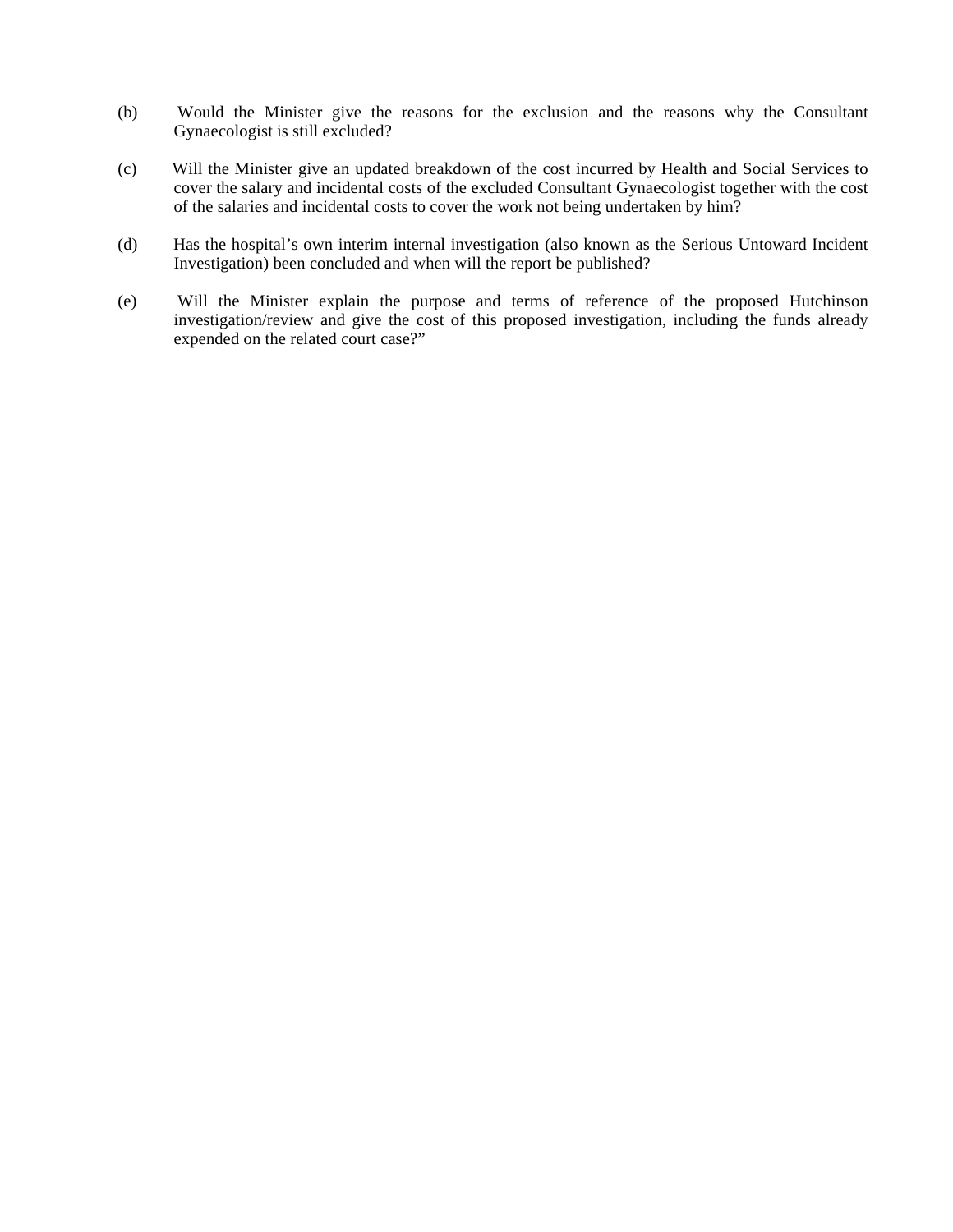(b) Would the Minister give the reasons for the exclusion and the reasons why the Consultant Gynaecologist is still excluded?

(c) Will the Minister give an updated breakdown of the cost incurred by Health and Social Services to cover the salary and incidental costs of the excluded Consultant Gynaecologist together with the cost of the salaries and incidental costs to cover the work not being undertaken by him?

(d) Has the hospital's own interim internal investigation (also known as the Serious Untoward Incident Investigation) been concluded and when will the report be published?

(e) Will the Minister explain the purpose and terms of reference of the proposed Hutchinson investigation/review and give the cost of this proposed investigation, including the funds already expended on the related court case?"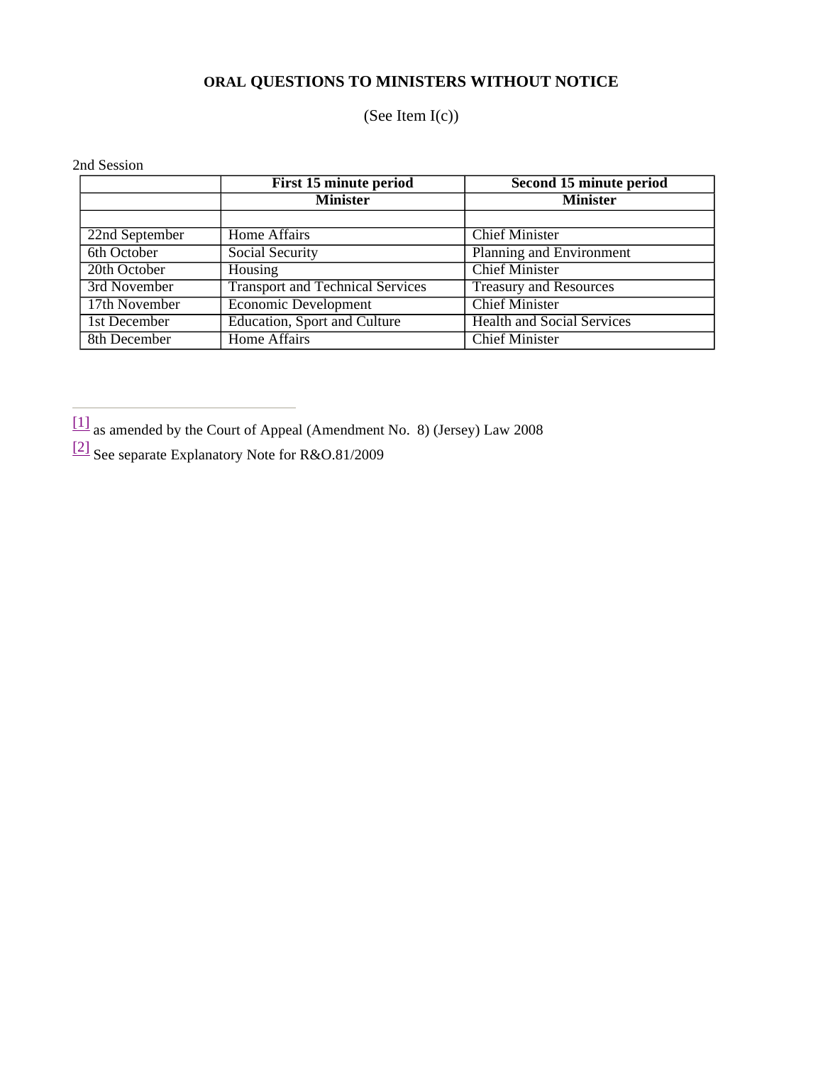**ORAL QUESTIONS TO MINISTERS WITHOUT NOTICE**

(See Item I(c))

2nd Session

| | First 15 minute period | Second 15 minute period |
|---|---|---|
| | **Minister** | **Minister** |
| | | |
| 22nd September | Home Affairs | Chief Minister |
| 6th October | Social Security | Planning and Environment |
| 20th October | Housing | Chief Minister |
| 3rd November | Transport and Technical Services | Treasury and Resources |
| 17th November | Economic Development | Chief Minister |
| 1st December | Education, Sport and Culture | Health and Social Services |
| 8th December | Home Affairs | Chief Minister |

---

[1] as amended by the Court of Appeal (Amendment No. 8) (Jersey) Law 2008

[2] See separate Explanatory Note for R&O.81/2009